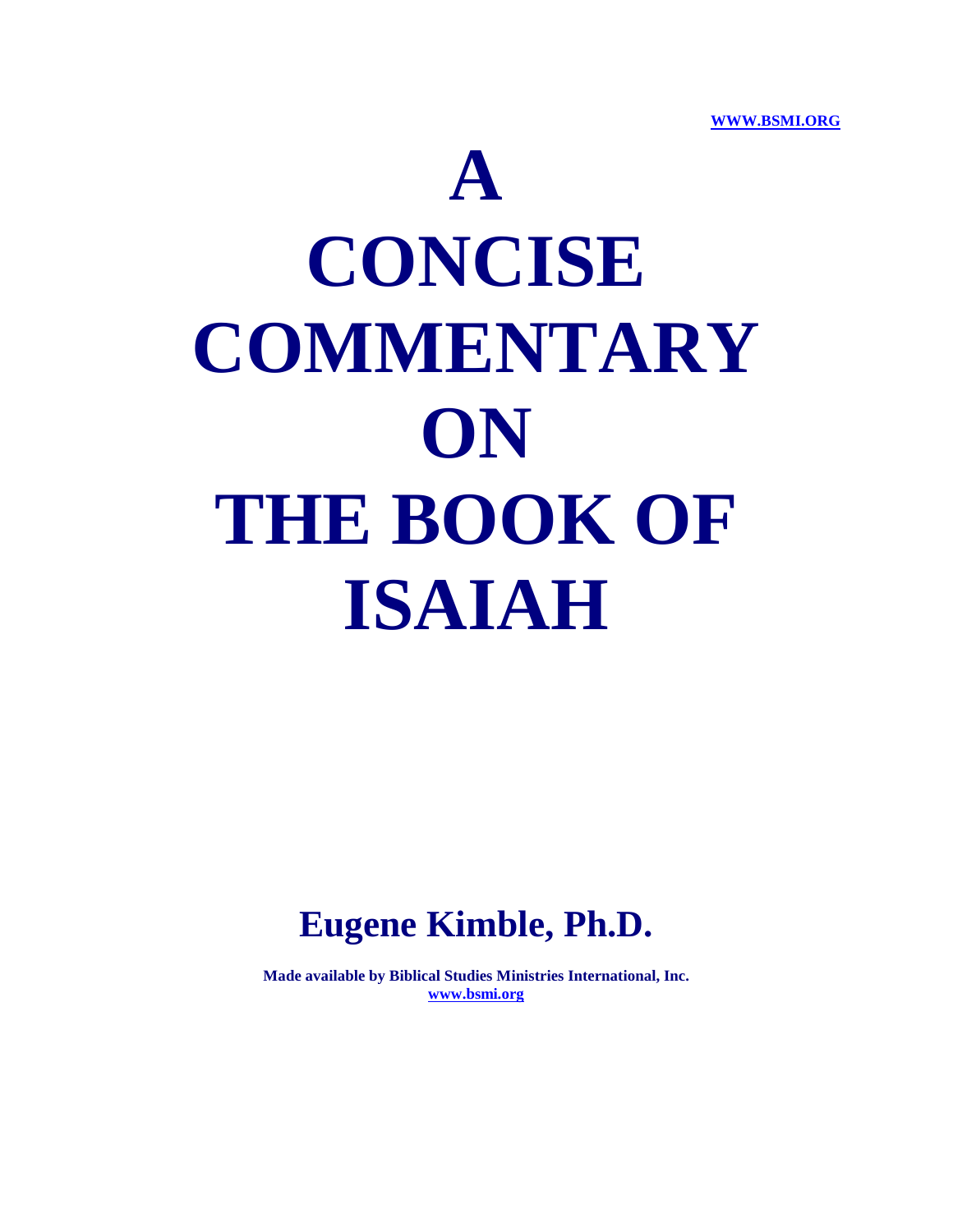WWW.BSMI.ORG

# A CONCISE COMMENTARY ON THE BOOK OF ISAIAH

## Eugene Kimble, Ph.D.

**Made available by Biblical Studies Ministries International, Inc.**
**www.bsmi.org**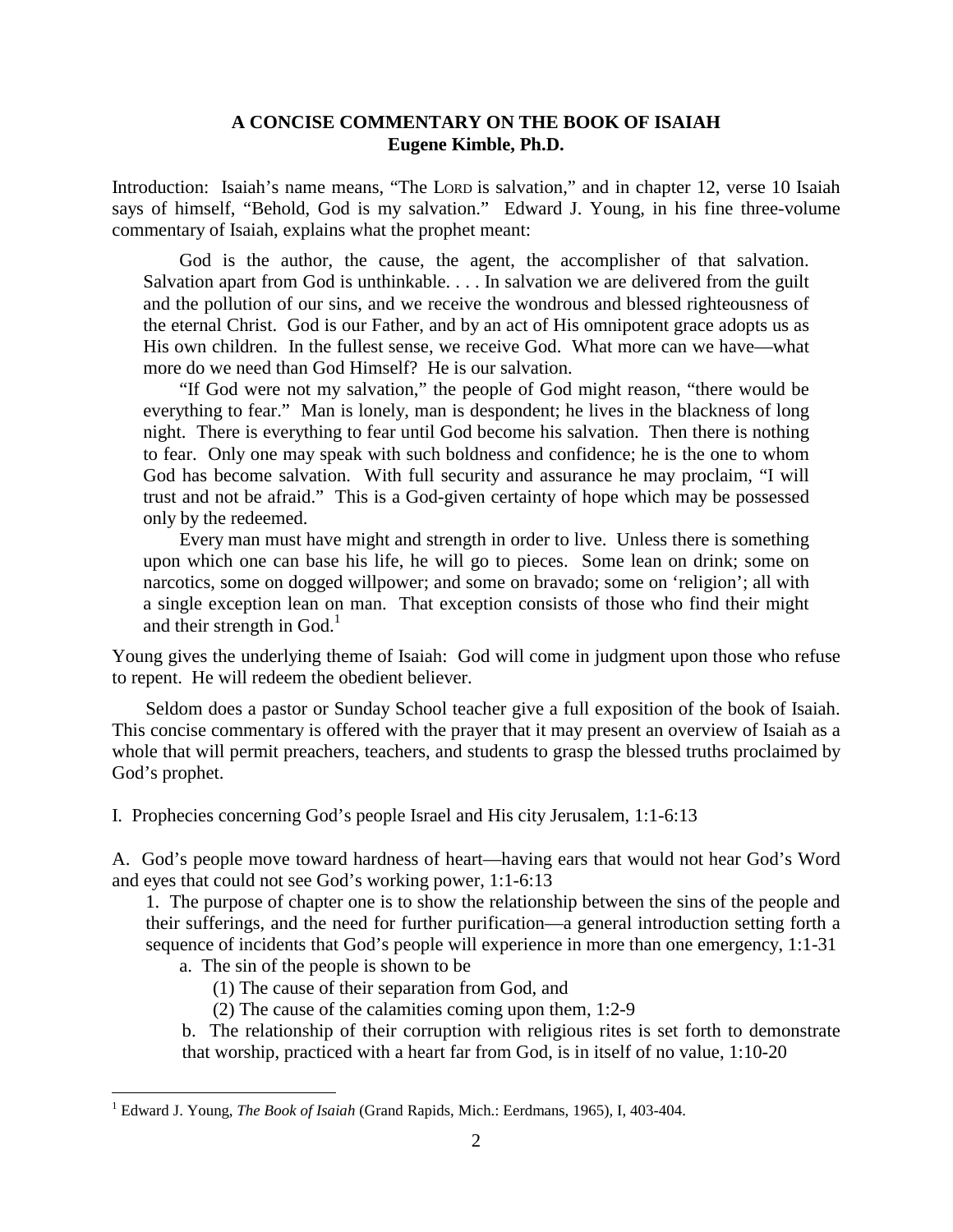**A CONCISE COMMENTARY ON THE BOOK OF ISAIAH**
**Eugene Kimble, Ph.D.**

Introduction: Isaiah's name means, "The LORD is salvation," and in chapter 12, verse 10 Isaiah says of himself, "Behold, God is my salvation." Edward J. Young, in his fine three-volume commentary of Isaiah, explains what the prophet meant:

> God is the author, the cause, the agent, the accomplisher of that salvation. Salvation apart from God is unthinkable. . . . In salvation we are delivered from the guilt and the pollution of our sins, and we receive the wondrous and blessed righteousness of the eternal Christ. God is our Father, and by an act of His omnipotent grace adopts us as His own children. In the fullest sense, we receive God. What more can we have—what more do we need than God Himself? He is our salvation.
>
> "If God were not my salvation," the people of God might reason, "there would be everything to fear." Man is lonely, man is despondent; he lives in the blackness of long night. There is everything to fear until God become his salvation. Then there is nothing to fear. Only one may speak with such boldness and confidence; he is the one to whom God has become salvation. With full security and assurance he may proclaim, "I will trust and not be afraid." This is a God-given certainty of hope which may be possessed only by the redeemed.
>
> Every man must have might and strength in order to live. Unless there is something upon which one can base his life, he will go to pieces. Some lean on drink; some on narcotics, some on dogged willpower; and some on bravado; some on 'religion'; all with a single exception lean on man. That exception consists of those who find their might and their strength in God.[1]

Young gives the underlying theme of Isaiah: God will come in judgment upon those who refuse to repent. He will redeem the obedient believer.

Seldom does a pastor or Sunday School teacher give a full exposition of the book of Isaiah. This concise commentary is offered with the prayer that it may present an overview of Isaiah as a whole that will permit preachers, teachers, and students to grasp the blessed truths proclaimed by God's prophet.

I. Prophecies concerning God's people Israel and His city Jerusalem, 1:1-6:13

A. God's people move toward hardness of heart—having ears that would not hear God's Word and eyes that could not see God's working power, 1:1-6:13

1. The purpose of chapter one is to show the relationship between the sins of the people and their sufferings, and the need for further purification—a general introduction setting forth a sequence of incidents that God's people will experience in more than one emergency, 1:1-31

a. The sin of the people is shown to be

(1) The cause of their separation from God, and

(2) The cause of the calamities coming upon them, 1:2-9

b. The relationship of their corruption with religious rites is set forth to demonstrate that worship, practiced with a heart far from God, is in itself of no value, 1:10-20

---

[1] Edward J. Young, *The Book of Isaiah* (Grand Rapids, Mich.: Eerdmans, 1965), I, 403-404.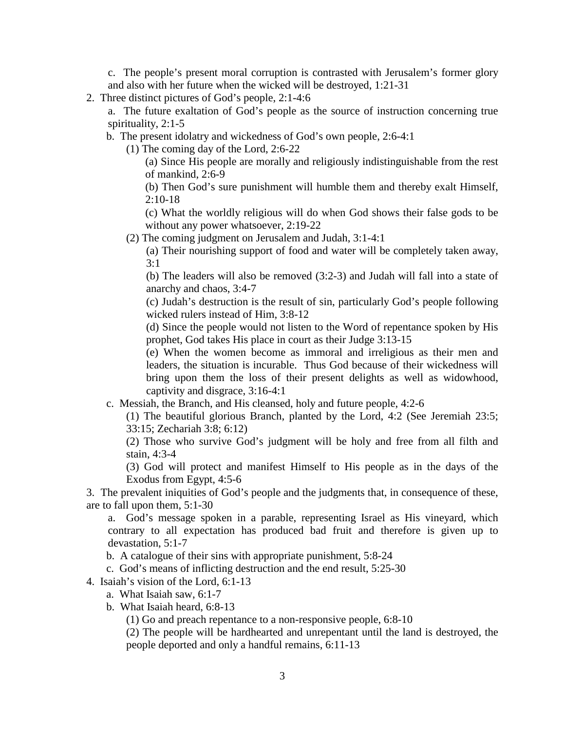c. The people's present moral corruption is contrasted with Jerusalem's former glory and also with her future when the wicked will be destroyed, 1:21-31

2. Three distinct pictures of God's people, 2:1-4:6

   a. The future exaltation of God's people as the source of instruction concerning true spirituality, 2:1-5

   b. The present idolatry and wickedness of God's own people, 2:6-4:1

      (1) The coming day of the Lord, 2:6-22

         (a) Since His people are morally and religiously indistinguishable from the rest of mankind, 2:6-9

         (b) Then God's sure punishment will humble them and thereby exalt Himself, 2:10-18

         (c) What the worldly religious will do when God shows their false gods to be without any power whatsoever, 2:19-22

      (2) The coming judgment on Jerusalem and Judah, 3:1-4:1

         (a) Their nourishing support of food and water will be completely taken away, 3:1

         (b) The leaders will also be removed (3:2-3) and Judah will fall into a state of anarchy and chaos, 3:4-7

         (c) Judah's destruction is the result of sin, particularly God's people following wicked rulers instead of Him, 3:8-12

         (d) Since the people would not listen to the Word of repentance spoken by His prophet, God takes His place in court as their Judge 3:13-15

         (e) When the women become as immoral and irreligious as their men and leaders, the situation is incurable. Thus God because of their wickedness will bring upon them the loss of their present delights as well as widowhood, captivity and disgrace, 3:16-4:1

   c. Messiah, the Branch, and His cleansed, holy and future people, 4:2-6

      (1) The beautiful glorious Branch, planted by the Lord, 4:2 (See Jeremiah 23:5; 33:15; Zechariah 3:8; 6:12)

      (2) Those who survive God's judgment will be holy and free from all filth and stain, 4:3-4

      (3) God will protect and manifest Himself to His people as in the days of the Exodus from Egypt, 4:5-6

3. The prevalent iniquities of God's people and the judgments that, in consequence of these, are to fall upon them, 5:1-30

   a. God's message spoken in a parable, representing Israel as His vineyard, which contrary to all expectation has produced bad fruit and therefore is given up to devastation, 5:1-7

   b. A catalogue of their sins with appropriate punishment, 5:8-24

   c. God's means of inflicting destruction and the end result, 5:25-30

4. Isaiah's vision of the Lord, 6:1-13

   a. What Isaiah saw, 6:1-7

   b. What Isaiah heard, 6:8-13

      (1) Go and preach repentance to a non-responsive people, 6:8-10

      (2) The people will be hardhearted and unrepentant until the land is destroyed, the people deported and only a handful remains, 6:11-13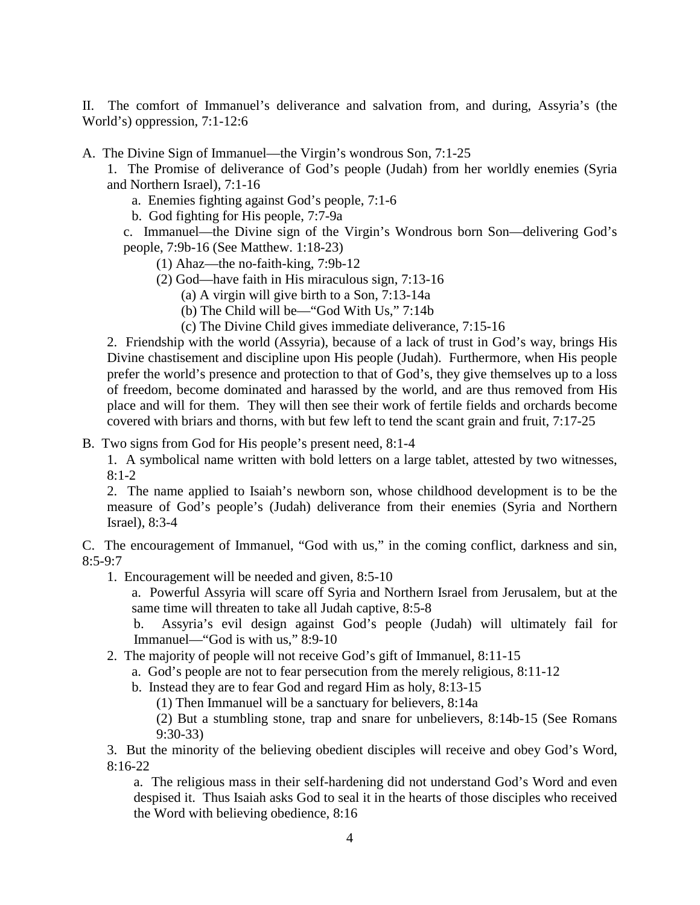II. The comfort of Immanuel's deliverance and salvation from, and during, Assyria's (the World's) oppression, 7:1-12:6

A. The Divine Sign of Immanuel—the Virgin's wondrous Son, 7:1-25

1. The Promise of deliverance of God's people (Judah) from her worldly enemies (Syria and Northern Israel), 7:1-16

   a. Enemies fighting against God's people, 7:1-6

   b. God fighting for His people, 7:7-9a

   c. Immanuel—the Divine sign of the Virgin's Wondrous born Son—delivering God's people, 7:9b-16 (See Matthew. 1:18-23)

      (1) Ahaz—the no-faith-king, 7:9b-12

      (2) God—have faith in His miraculous sign, 7:13-16

         (a) A virgin will give birth to a Son, 7:13-14a

         (b) The Child will be—"God With Us," 7:14b

         (c) The Divine Child gives immediate deliverance, 7:15-16

2. Friendship with the world (Assyria), because of a lack of trust in God's way, brings His Divine chastisement and discipline upon His people (Judah). Furthermore, when His people prefer the world's presence and protection to that of God's, they give themselves up to a loss of freedom, become dominated and harassed by the world, and are thus removed from His place and will for them. They will then see their work of fertile fields and orchards become covered with briars and thorns, with but few left to tend the scant grain and fruit, 7:17-25

B. Two signs from God for His people's present need, 8:1-4

1. A symbolical name written with bold letters on a large tablet, attested by two witnesses, 8:1-2

2. The name applied to Isaiah's newborn son, whose childhood development is to be the measure of God's people's (Judah) deliverance from their enemies (Syria and Northern Israel), 8:3-4

C. The encouragement of Immanuel, "God with us," in the coming conflict, darkness and sin, 8:5-9:7

1. Encouragement will be needed and given, 8:5-10

   a. Powerful Assyria will scare off Syria and Northern Israel from Jerusalem, but at the same time will threaten to take all Judah captive, 8:5-8

   b. Assyria's evil design against God's people (Judah) will ultimately fail for Immanuel—"God is with us," 8:9-10

2. The majority of people will not receive God's gift of Immanuel, 8:11-15

   a. God's people are not to fear persecution from the merely religious, 8:11-12

   b. Instead they are to fear God and regard Him as holy, 8:13-15

      (1) Then Immanuel will be a sanctuary for believers, 8:14a

      (2) But a stumbling stone, trap and snare for unbelievers, 8:14b-15 (See Romans 9:30-33)

3. But the minority of the believing obedient disciples will receive and obey God's Word, 8:16-22

   a. The religious mass in their self-hardening did not understand God's Word and even despised it. Thus Isaiah asks God to seal it in the hearts of those disciples who received the Word with believing obedience, 8:16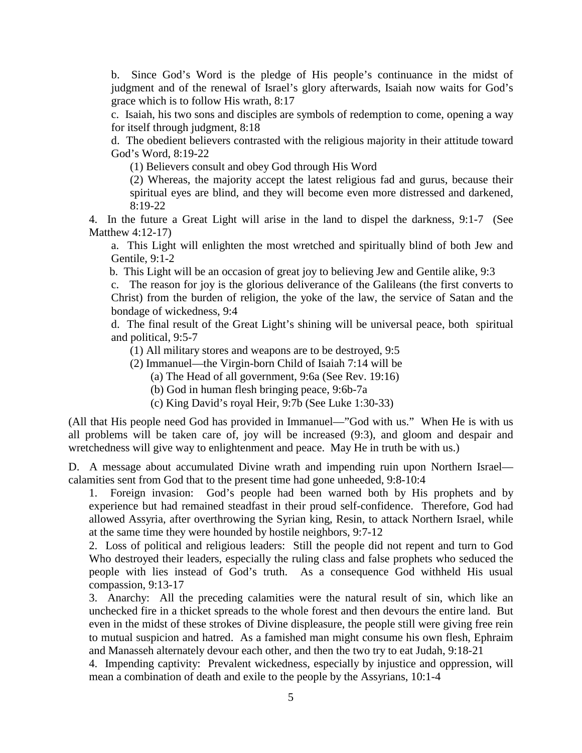b. Since God's Word is the pledge of His people's continuance in the midst of judgment and of the renewal of Israel's glory afterwards, Isaiah now waits for God's grace which is to follow His wrath, 8:17

c. Isaiah, his two sons and disciples are symbols of redemption to come, opening a way for itself through judgment, 8:18

d. The obedient believers contrasted with the religious majority in their attitude toward God's Word, 8:19-22

(1) Believers consult and obey God through His Word

(2) Whereas, the majority accept the latest religious fad and gurus, because their spiritual eyes are blind, and they will become even more distressed and darkened, 8:19-22

4. In the future a Great Light will arise in the land to dispel the darkness, 9:1-7 (See Matthew 4:12-17)

a. This Light will enlighten the most wretched and spiritually blind of both Jew and Gentile, 9:1-2

b. This Light will be an occasion of great joy to believing Jew and Gentile alike, 9:3

c. The reason for joy is the glorious deliverance of the Galileans (the first converts to Christ) from the burden of religion, the yoke of the law, the service of Satan and the bondage of wickedness, 9:4

d. The final result of the Great Light's shining will be universal peace, both spiritual and political, 9:5-7

(1) All military stores and weapons are to be destroyed, 9:5

(2) Immanuel—the Virgin-born Child of Isaiah 7:14 will be

(a) The Head of all government, 9:6a (See Rev. 19:16)

(b) God in human flesh bringing peace, 9:6b-7a

(c) King David's royal Heir, 9:7b (See Luke 1:30-33)

(All that His people need God has provided in Immanuel—"God with us." When He is with us all problems will be taken care of, joy will be increased (9:3), and gloom and despair and wretchedness will give way to enlightenment and peace. May He in truth be with us.)

D. A message about accumulated Divine wrath and impending ruin upon Northern Israel—calamities sent from God that to the present time had gone unheeded, 9:8-10:4

1. Foreign invasion: God's people had been warned both by His prophets and by experience but had remained steadfast in their proud self-confidence. Therefore, God had allowed Assyria, after overthrowing the Syrian king, Resin, to attack Northern Israel, while at the same time they were hounded by hostile neighbors, 9:7-12

2. Loss of political and religious leaders: Still the people did not repent and turn to God Who destroyed their leaders, especially the ruling class and false prophets who seduced the people with lies instead of God's truth. As a consequence God withheld His usual compassion, 9:13-17

3. Anarchy: All the preceding calamities were the natural result of sin, which like an unchecked fire in a thicket spreads to the whole forest and then devours the entire land. But even in the midst of these strokes of Divine displeasure, the people still were giving free rein to mutual suspicion and hatred. As a famished man might consume his own flesh, Ephraim and Manasseh alternately devour each other, and then the two try to eat Judah, 9:18-21

4. Impending captivity: Prevalent wickedness, especially by injustice and oppression, will mean a combination of death and exile to the people by the Assyrians, 10:1-4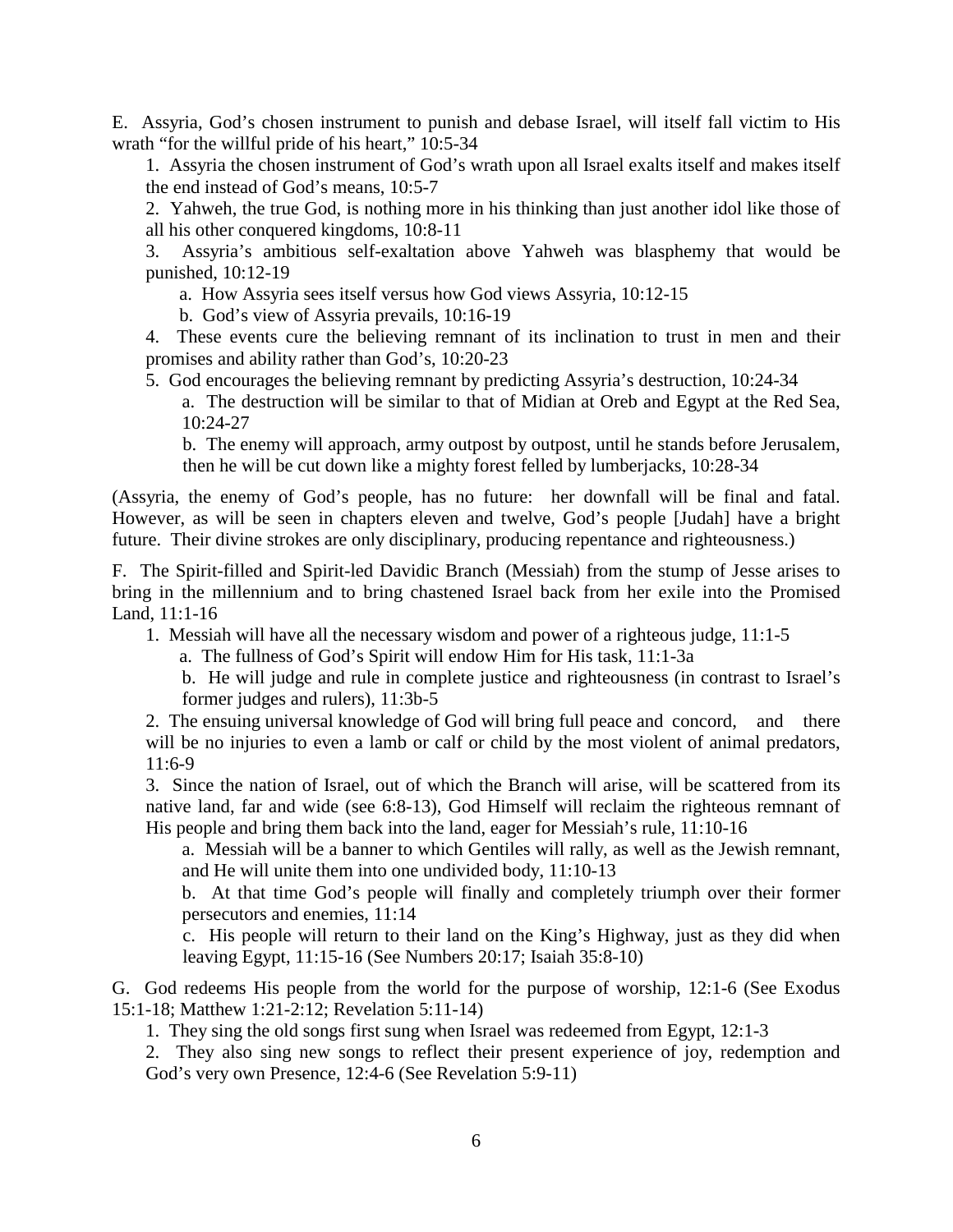E. Assyria, God's chosen instrument to punish and debase Israel, will itself fall victim to His wrath "for the willful pride of his heart," 10:5-34

1. Assyria the chosen instrument of God's wrath upon all Israel exalts itself and makes itself the end instead of God's means, 10:5-7
2. Yahweh, the true God, is nothing more in his thinking than just another idol like those of all his other conquered kingdoms, 10:8-11
3. Assyria's ambitious self-exaltation above Yahweh was blasphemy that would be punished, 10:12-19
    a. How Assyria sees itself versus how God views Assyria, 10:12-15
    b. God's view of Assyria prevails, 10:16-19
4. These events cure the believing remnant of its inclination to trust in men and their promises and ability rather than God's, 10:20-23
5. God encourages the believing remnant by predicting Assyria's destruction, 10:24-34
    a. The destruction will be similar to that of Midian at Oreb and Egypt at the Red Sea, 10:24-27
    b. The enemy will approach, army outpost by outpost, until he stands before Jerusalem, then he will be cut down like a mighty forest felled by lumberjacks, 10:28-34

(Assyria, the enemy of God's people, has no future: her downfall will be final and fatal. However, as will be seen in chapters eleven and twelve, God's people [Judah] have a bright future. Their divine strokes are only disciplinary, producing repentance and righteousness.)

F. The Spirit-filled and Spirit-led Davidic Branch (Messiah) from the stump of Jesse arises to bring in the millennium and to bring chastened Israel back from her exile into the Promised Land, 11:1-16

1. Messiah will have all the necessary wisdom and power of a righteous judge, 11:1-5
    a. The fullness of God's Spirit will endow Him for His task, 11:1-3a
    b. He will judge and rule in complete justice and righteousness (in contrast to Israel's former judges and rulers), 11:3b-5
2. The ensuing universal knowledge of God will bring full peace and concord, and there will be no injuries to even a lamb or calf or child by the most violent of animal predators, 11:6-9
3. Since the nation of Israel, out of which the Branch will arise, will be scattered from its native land, far and wide (see 6:8-13), God Himself will reclaim the righteous remnant of His people and bring them back into the land, eager for Messiah's rule, 11:10-16
    a. Messiah will be a banner to which Gentiles will rally, as well as the Jewish remnant, and He will unite them into one undivided body, 11:10-13
    b. At that time God's people will finally and completely triumph over their former persecutors and enemies, 11:14
    c. His people will return to their land on the King's Highway, just as they did when leaving Egypt, 11:15-16 (See Numbers 20:17; Isaiah 35:8-10)

G. God redeems His people from the world for the purpose of worship, 12:1-6 (See Exodus 15:1-18; Matthew 1:21-2:12; Revelation 5:11-14)

1. They sing the old songs first sung when Israel was redeemed from Egypt, 12:1-3
2. They also sing new songs to reflect their present experience of joy, redemption and God's very own Presence, 12:4-6 (See Revelation 5:9-11)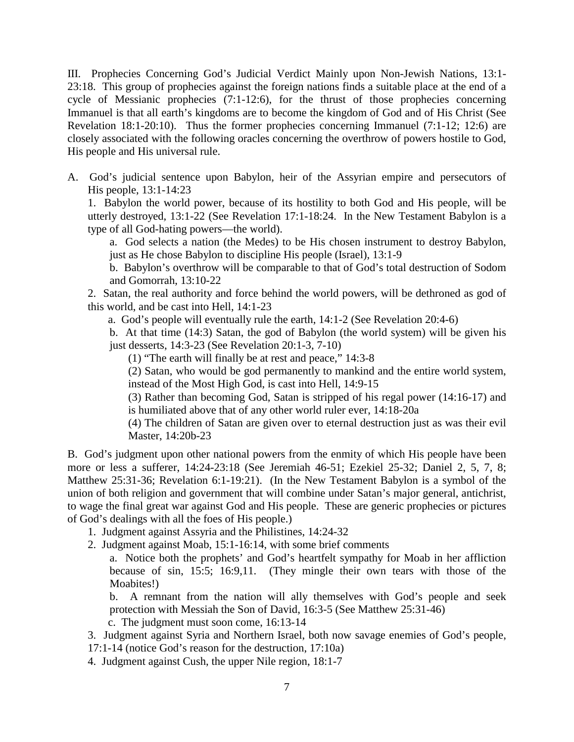III. Prophecies Concerning God's Judicial Verdict Mainly upon Non-Jewish Nations, 13:1-23:18. This group of prophecies against the foreign nations finds a suitable place at the end of a cycle of Messianic prophecies (7:1-12:6), for the thrust of those prophecies concerning Immanuel is that all earth's kingdoms are to become the kingdom of God and of His Christ (See Revelation 18:1-20:10). Thus the former prophecies concerning Immanuel (7:1-12; 12:6) are closely associated with the following oracles concerning the overthrow of powers hostile to God, His people and His universal rule.

A. God's judicial sentence upon Babylon, heir of the Assyrian empire and persecutors of His people, 13:1-14:23

1. Babylon the world power, because of its hostility to both God and His people, will be utterly destroyed, 13:1-22 (See Revelation 17:1-18:24. In the New Testament Babylon is a type of all God-hating powers—the world).

   a. God selects a nation (the Medes) to be His chosen instrument to destroy Babylon, just as He chose Babylon to discipline His people (Israel), 13:1-9

   b. Babylon's overthrow will be comparable to that of God's total destruction of Sodom and Gomorrah, 13:10-22

2. Satan, the real authority and force behind the world powers, will be dethroned as god of this world, and be cast into Hell, 14:1-23

   a. God's people will eventually rule the earth, 14:1-2 (See Revelation 20:4-6)

   b. At that time (14:3) Satan, the god of Babylon (the world system) will be given his just desserts, 14:3-23 (See Revelation 20:1-3, 7-10)

      (1) "The earth will finally be at rest and peace," 14:3-8

      (2) Satan, who would be god permanently to mankind and the entire world system, instead of the Most High God, is cast into Hell, 14:9-15

      (3) Rather than becoming God, Satan is stripped of his regal power (14:16-17) and is humiliated above that of any other world ruler ever, 14:18-20a

      (4) The children of Satan are given over to eternal destruction just as was their evil Master, 14:20b-23

B. God's judgment upon other national powers from the enmity of which His people have been more or less a sufferer, 14:24-23:18 (See Jeremiah 46-51; Ezekiel 25-32; Daniel 2, 5, 7, 8; Matthew 25:31-36; Revelation 6:1-19:21). (In the New Testament Babylon is a symbol of the union of both religion and government that will combine under Satan's major general, antichrist, to wage the final great war against God and His people. These are generic prophecies or pictures of God's dealings with all the foes of His people.)

1. Judgment against Assyria and the Philistines, 14:24-32

2. Judgment against Moab, 15:1-16:14, with some brief comments

   a. Notice both the prophets' and God's heartfelt sympathy for Moab in her affliction because of sin, 15:5; 16:9,11. (They mingle their own tears with those of the Moabites!)

   b. A remnant from the nation will ally themselves with God's people and seek protection with Messiah the Son of David, 16:3-5 (See Matthew 25:31-46)

   c. The judgment must soon come, 16:13-14

3. Judgment against Syria and Northern Israel, both now savage enemies of God's people, 17:1-14 (notice God's reason for the destruction, 17:10a)

4. Judgment against Cush, the upper Nile region, 18:1-7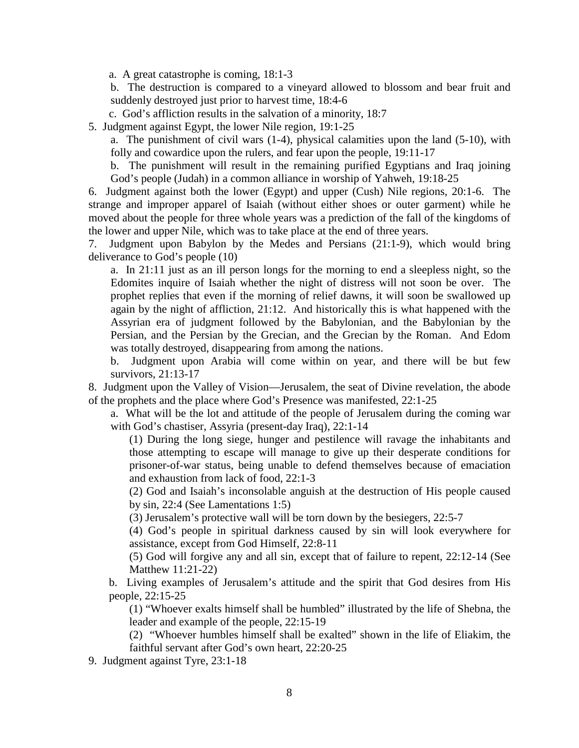a. A great catastrophe is coming, 18:1-3

b. The destruction is compared to a vineyard allowed to blossom and bear fruit and suddenly destroyed just prior to harvest time, 18:4-6

c. God's affliction results in the salvation of a minority, 18:7

5. Judgment against Egypt, the lower Nile region, 19:1-25

a. The punishment of civil wars (1-4), physical calamities upon the land (5-10), with folly and cowardice upon the rulers, and fear upon the people, 19:11-17

b. The punishment will result in the remaining purified Egyptians and Iraq joining God's people (Judah) in a common alliance in worship of Yahweh, 19:18-25

6. Judgment against both the lower (Egypt) and upper (Cush) Nile regions, 20:1-6. The strange and improper apparel of Isaiah (without either shoes or outer garment) while he moved about the people for three whole years was a prediction of the fall of the kingdoms of the lower and upper Nile, which was to take place at the end of three years.

7. Judgment upon Babylon by the Medes and Persians (21:1-9), which would bring deliverance to God's people (10)

a. In 21:11 just as an ill person longs for the morning to end a sleepless night, so the Edomites inquire of Isaiah whether the night of distress will not soon be over. The prophet replies that even if the morning of relief dawns, it will soon be swallowed up again by the night of affliction, 21:12. And historically this is what happened with the Assyrian era of judgment followed by the Babylonian, and the Babylonian by the Persian, and the Persian by the Grecian, and the Grecian by the Roman. And Edom was totally destroyed, disappearing from among the nations.

b. Judgment upon Arabia will come within on year, and there will be but few survivors, 21:13-17

8. Judgment upon the Valley of Vision—Jerusalem, the seat of Divine revelation, the abode of the prophets and the place where God's Presence was manifested, 22:1-25

a. What will be the lot and attitude of the people of Jerusalem during the coming war with God's chastiser, Assyria (present-day Iraq), 22:1-14

(1) During the long siege, hunger and pestilence will ravage the inhabitants and those attempting to escape will manage to give up their desperate conditions for prisoner-of-war status, being unable to defend themselves because of emaciation and exhaustion from lack of food, 22:1-3

(2) God and Isaiah's inconsolable anguish at the destruction of His people caused by sin, 22:4 (See Lamentations 1:5)

(3) Jerusalem's protective wall will be torn down by the besiegers, 22:5-7

(4) God's people in spiritual darkness caused by sin will look everywhere for assistance, except from God Himself, 22:8-11

(5) God will forgive any and all sin, except that of failure to repent, 22:12-14 (See Matthew 11:21-22)

b. Living examples of Jerusalem's attitude and the spirit that God desires from His people, 22:15-25

(1) "Whoever exalts himself shall be humbled" illustrated by the life of Shebna, the leader and example of the people, 22:15-19

(2) "Whoever humbles himself shall be exalted" shown in the life of Eliakim, the faithful servant after God's own heart, 22:20-25

9. Judgment against Tyre, 23:1-18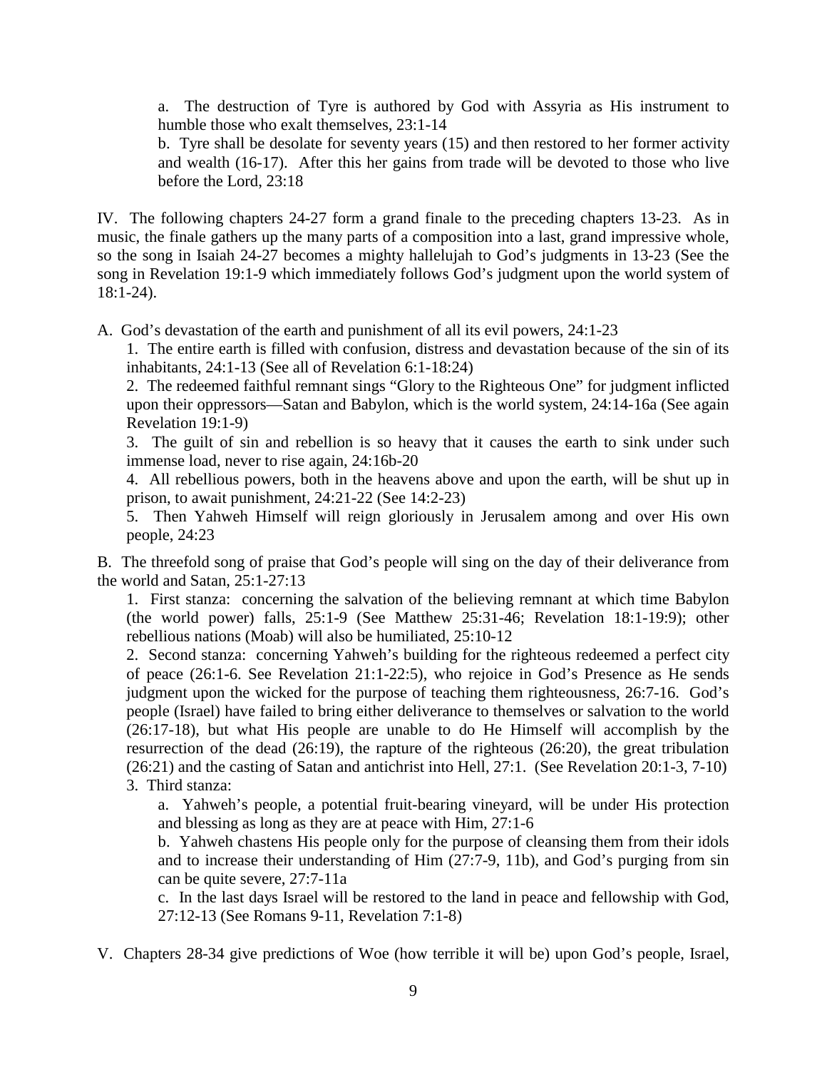a. The destruction of Tyre is authored by God with Assyria as His instrument to humble those who exalt themselves, 23:1-14

b. Tyre shall be desolate for seventy years (15) and then restored to her former activity and wealth (16-17). After this her gains from trade will be devoted to those who live before the Lord, 23:18

IV. The following chapters 24-27 form a grand finale to the preceding chapters 13-23. As in music, the finale gathers up the many parts of a composition into a last, grand impressive whole, so the song in Isaiah 24-27 becomes a mighty hallelujah to God's judgments in 13-23 (See the song in Revelation 19:1-9 which immediately follows God's judgment upon the world system of 18:1-24).

A. God's devastation of the earth and punishment of all its evil powers, 24:1-23

1. The entire earth is filled with confusion, distress and devastation because of the sin of its inhabitants, 24:1-13 (See all of Revelation 6:1-18:24)

2. The redeemed faithful remnant sings "Glory to the Righteous One" for judgment inflicted upon their oppressors—Satan and Babylon, which is the world system, 24:14-16a (See again Revelation 19:1-9)

3. The guilt of sin and rebellion is so heavy that it causes the earth to sink under such immense load, never to rise again, 24:16b-20

4. All rebellious powers, both in the heavens above and upon the earth, will be shut up in prison, to await punishment, 24:21-22 (See 14:2-23)

5. Then Yahweh Himself will reign gloriously in Jerusalem among and over His own people, 24:23

B. The threefold song of praise that God's people will sing on the day of their deliverance from the world and Satan, 25:1-27:13

1. First stanza: concerning the salvation of the believing remnant at which time Babylon (the world power) falls, 25:1-9 (See Matthew 25:31-46; Revelation 18:1-19:9); other rebellious nations (Moab) will also be humiliated, 25:10-12

2. Second stanza: concerning Yahweh's building for the righteous redeemed a perfect city of peace (26:1-6. See Revelation 21:1-22:5), who rejoice in God's Presence as He sends judgment upon the wicked for the purpose of teaching them righteousness, 26:7-16. God's people (Israel) have failed to bring either deliverance to themselves or salvation to the world (26:17-18), but what His people are unable to do He Himself will accomplish by the resurrection of the dead (26:19), the rapture of the righteous (26:20), the great tribulation (26:21) and the casting of Satan and antichrist into Hell, 27:1. (See Revelation 20:1-3, 7-10)

3. Third stanza:

a. Yahweh's people, a potential fruit-bearing vineyard, will be under His protection and blessing as long as they are at peace with Him, 27:1-6

b. Yahweh chastens His people only for the purpose of cleansing them from their idols and to increase their understanding of Him (27:7-9, 11b), and God's purging from sin can be quite severe, 27:7-11a

c. In the last days Israel will be restored to the land in peace and fellowship with God, 27:12-13 (See Romans 9-11, Revelation 7:1-8)

V. Chapters 28-34 give predictions of Woe (how terrible it will be) upon God's people, Israel,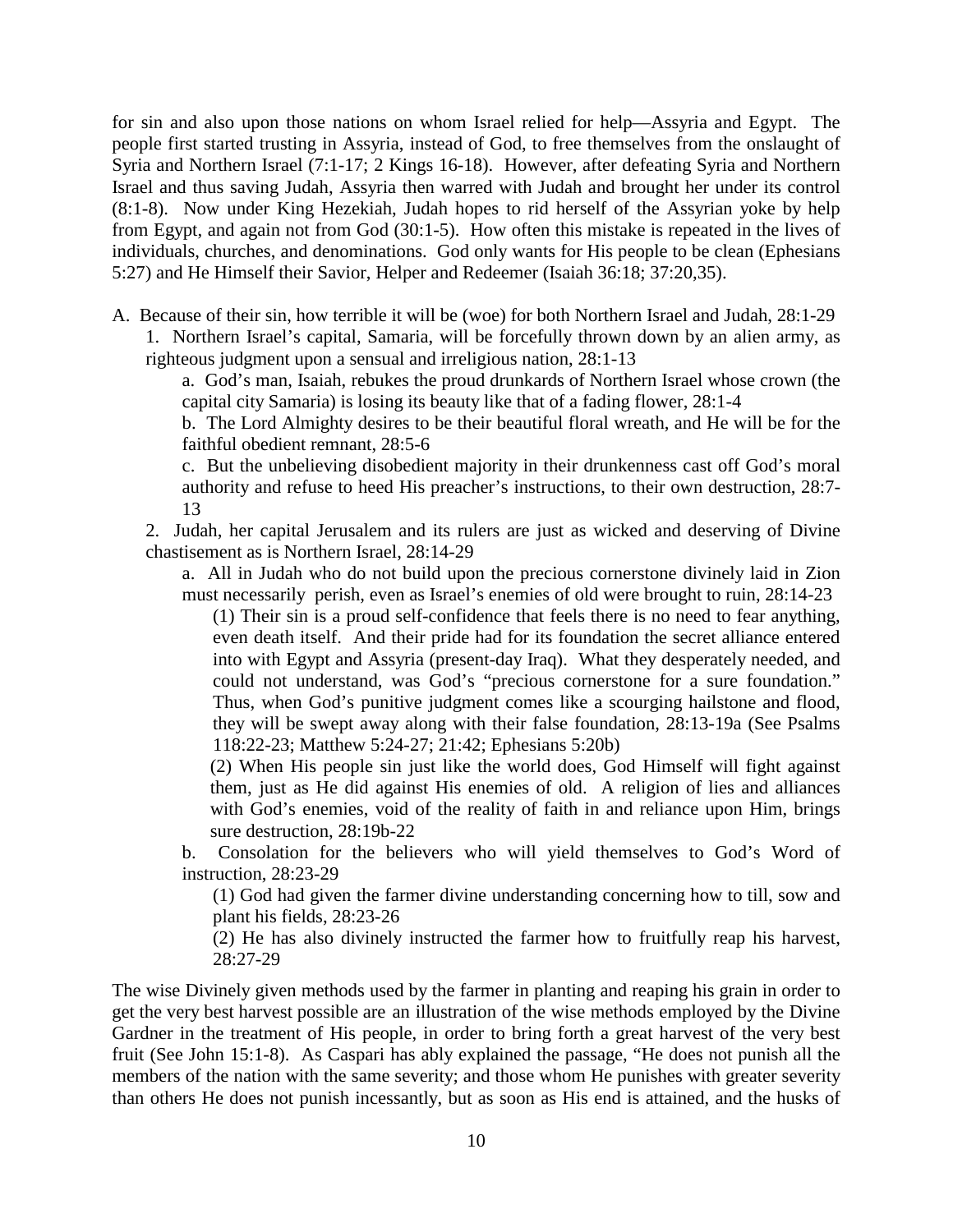for sin and also upon those nations on whom Israel relied for help—Assyria and Egypt. The people first started trusting in Assyria, instead of God, to free themselves from the onslaught of Syria and Northern Israel (7:1-17; 2 Kings 16-18). However, after defeating Syria and Northern Israel and thus saving Judah, Assyria then warred with Judah and brought her under its control (8:1-8). Now under King Hezekiah, Judah hopes to rid herself of the Assyrian yoke by help from Egypt, and again not from God (30:1-5). How often this mistake is repeated in the lives of individuals, churches, and denominations. God only wants for His people to be clean (Ephesians 5:27) and He Himself their Savior, Helper and Redeemer (Isaiah 36:18; 37:20,35).

A. Because of their sin, how terrible it will be (woe) for both Northern Israel and Judah, 28:1-29

1. Northern Israel's capital, Samaria, will be forcefully thrown down by an alien army, as righteous judgment upon a sensual and irreligious nation, 28:1-13

a. God's man, Isaiah, rebukes the proud drunkards of Northern Israel whose crown (the capital city Samaria) is losing its beauty like that of a fading flower, 28:1-4

b. The Lord Almighty desires to be their beautiful floral wreath, and He will be for the faithful obedient remnant, 28:5-6

c. But the unbelieving disobedient majority in their drunkenness cast off God's moral authority and refuse to heed His preacher's instructions, to their own destruction, 28:7-13

2. Judah, her capital Jerusalem and its rulers are just as wicked and deserving of Divine chastisement as is Northern Israel, 28:14-29

a. All in Judah who do not build upon the precious cornerstone divinely laid in Zion must necessarily perish, even as Israel's enemies of old were brought to ruin, 28:14-23

(1) Their sin is a proud self-confidence that feels there is no need to fear anything, even death itself. And their pride had for its foundation the secret alliance entered into with Egypt and Assyria (present-day Iraq). What they desperately needed, and could not understand, was God's "precious cornerstone for a sure foundation." Thus, when God's punitive judgment comes like a scourging hailstone and flood, they will be swept away along with their false foundation, 28:13-19a (See Psalms 118:22-23; Matthew 5:24-27; 21:42; Ephesians 5:20b)

(2) When His people sin just like the world does, God Himself will fight against them, just as He did against His enemies of old. A religion of lies and alliances with God's enemies, void of the reality of faith in and reliance upon Him, brings sure destruction, 28:19b-22

b. Consolation for the believers who will yield themselves to God's Word of instruction, 28:23-29

(1) God had given the farmer divine understanding concerning how to till, sow and plant his fields, 28:23-26

(2) He has also divinely instructed the farmer how to fruitfully reap his harvest, 28:27-29

The wise Divinely given methods used by the farmer in planting and reaping his grain in order to get the very best harvest possible are an illustration of the wise methods employed by the Divine Gardner in the treatment of His people, in order to bring forth a great harvest of the very best fruit (See John 15:1-8). As Caspari has ably explained the passage, "He does not punish all the members of the nation with the same severity; and those whom He punishes with greater severity than others He does not punish incessantly, but as soon as His end is attained, and the husks of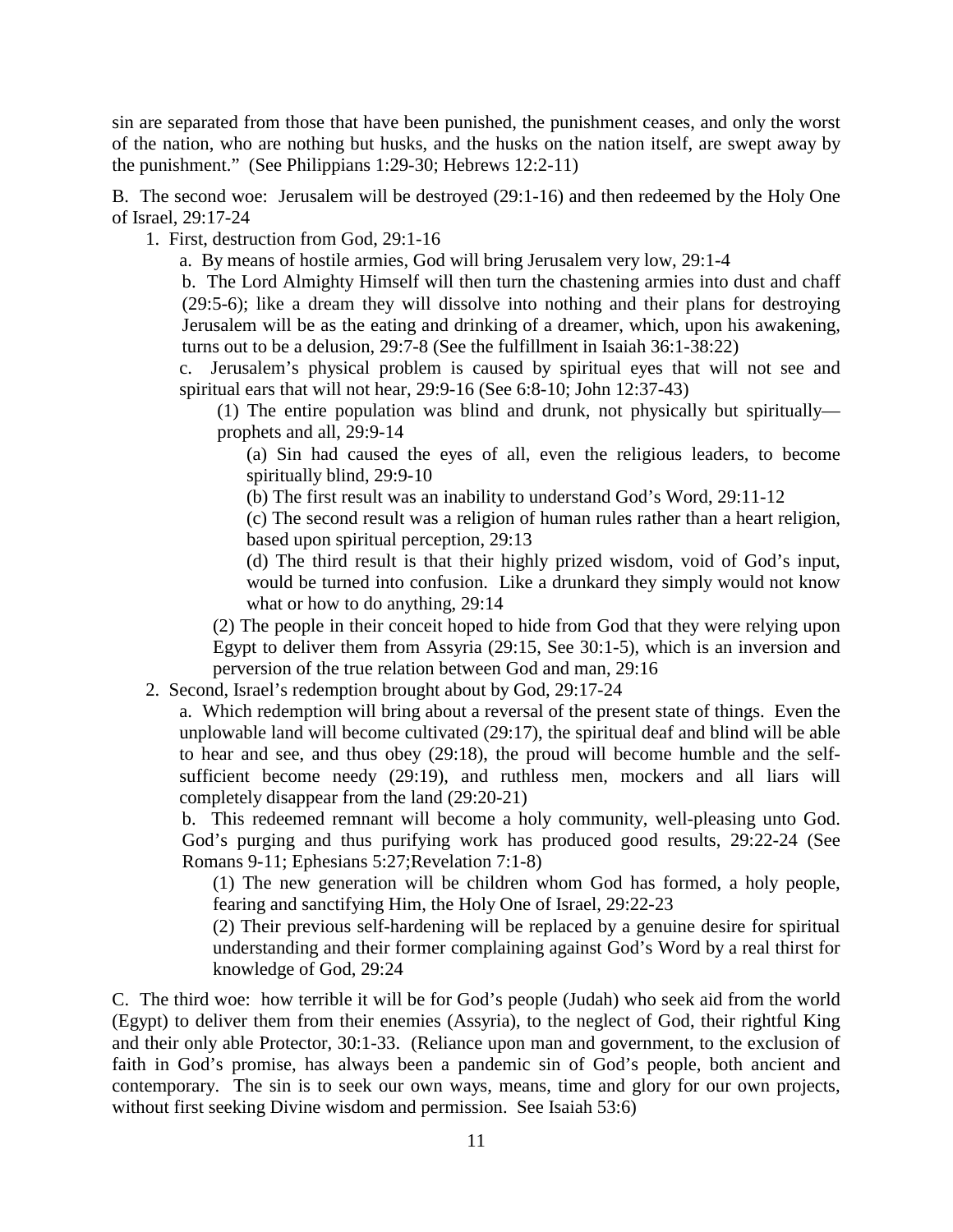sin are separated from those that have been punished, the punishment ceases, and only the worst of the nation, who are nothing but husks, and the husks on the nation itself, are swept away by the punishment." (See Philippians 1:29-30; Hebrews 12:2-11)

B. The second woe: Jerusalem will be destroyed (29:1-16) and then redeemed by the Holy One of Israel, 29:17-24

1. First, destruction from God, 29:1-16

   a. By means of hostile armies, God will bring Jerusalem very low, 29:1-4

   b. The Lord Almighty Himself will then turn the chastening armies into dust and chaff (29:5-6); like a dream they will dissolve into nothing and their plans for destroying Jerusalem will be as the eating and drinking of a dreamer, which, upon his awakening, turns out to be a delusion, 29:7-8 (See the fulfillment in Isaiah 36:1-38:22)

   c. Jerusalem's physical problem is caused by spiritual eyes that will not see and spiritual ears that will not hear, 29:9-16 (See 6:8-10; John 12:37-43)

      (1) The entire population was blind and drunk, not physically but spiritually—prophets and all, 29:9-14

         (a) Sin had caused the eyes of all, even the religious leaders, to become spiritually blind, 29:9-10

         (b) The first result was an inability to understand God's Word, 29:11-12

         (c) The second result was a religion of human rules rather than a heart religion, based upon spiritual perception, 29:13

         (d) The third result is that their highly prized wisdom, void of God's input, would be turned into confusion. Like a drunkard they simply would not know what or how to do anything, 29:14

      (2) The people in their conceit hoped to hide from God that they were relying upon Egypt to deliver them from Assyria (29:15, See 30:1-5), which is an inversion and perversion of the true relation between God and man, 29:16

2. Second, Israel's redemption brought about by God, 29:17-24

   a. Which redemption will bring about a reversal of the present state of things. Even the unplowable land will become cultivated (29:17), the spiritual deaf and blind will be able to hear and see, and thus obey (29:18), the proud will become humble and the self-sufficient become needy (29:19), and ruthless men, mockers and all liars will completely disappear from the land (29:20-21)

   b. This redeemed remnant will become a holy community, well-pleasing unto God. God's purging and thus purifying work has produced good results, 29:22-24 (See Romans 9-11; Ephesians 5:27;Revelation 7:1-8)

      (1) The new generation will be children whom God has formed, a holy people, fearing and sanctifying Him, the Holy One of Israel, 29:22-23

      (2) Their previous self-hardening will be replaced by a genuine desire for spiritual understanding and their former complaining against God's Word by a real thirst for knowledge of God, 29:24

C. The third woe: how terrible it will be for God's people (Judah) who seek aid from the world (Egypt) to deliver them from their enemies (Assyria), to the neglect of God, their rightful King and their only able Protector, 30:1-33. (Reliance upon man and government, to the exclusion of faith in God's promise, has always been a pandemic sin of God's people, both ancient and contemporary. The sin is to seek our own ways, means, time and glory for our own projects, without first seeking Divine wisdom and permission. See Isaiah 53:6)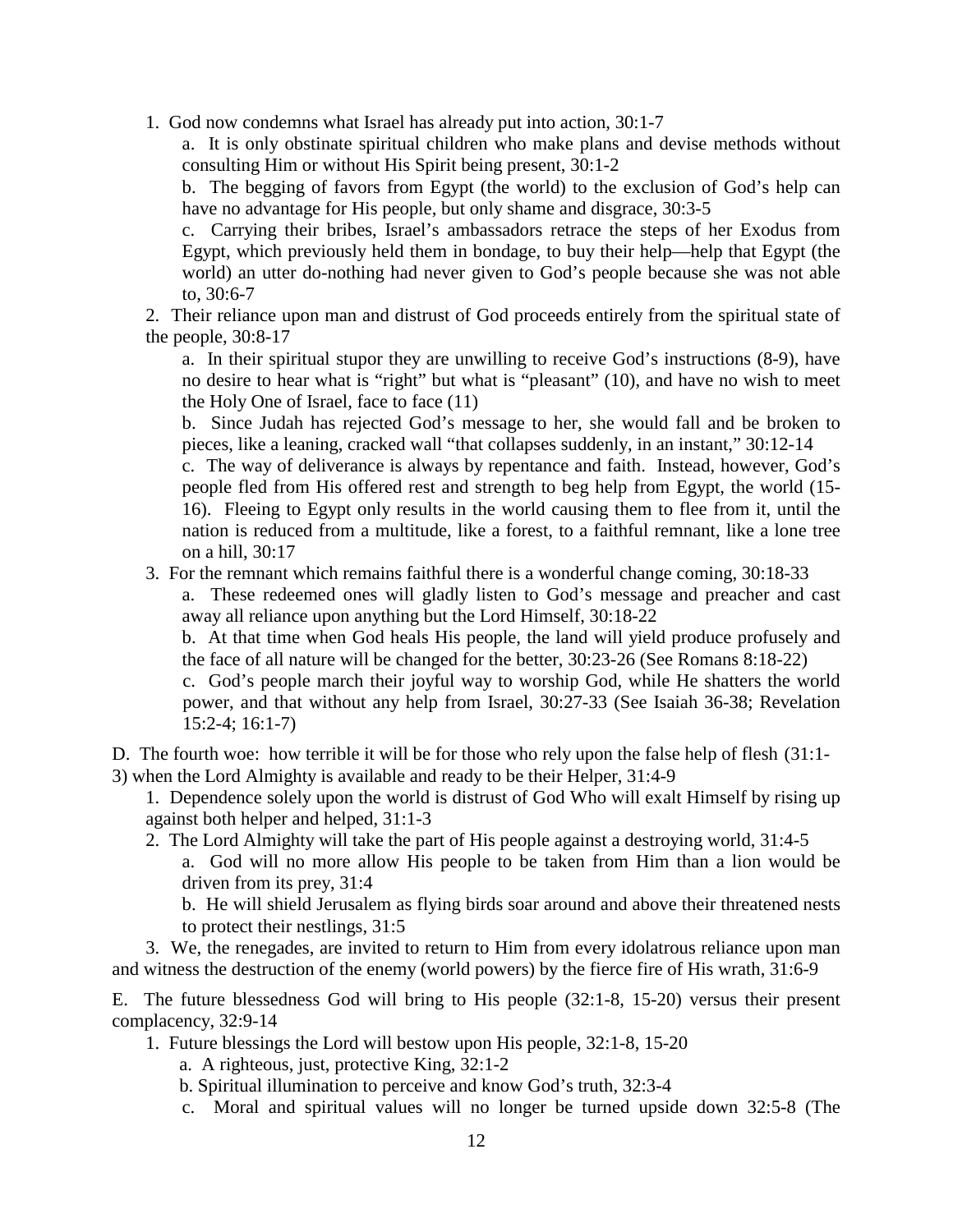1. God now condemns what Israel has already put into action, 30:1-7

   a. It is only obstinate spiritual children who make plans and devise methods without consulting Him or without His Spirit being present, 30:1-2

   b. The begging of favors from Egypt (the world) to the exclusion of God's help can have no advantage for His people, but only shame and disgrace, 30:3-5

   c. Carrying their bribes, Israel's ambassadors retrace the steps of her Exodus from Egypt, which previously held them in bondage, to buy their help—help that Egypt (the world) an utter do-nothing had never given to God's people because she was not able to, 30:6-7

2. Their reliance upon man and distrust of God proceeds entirely from the spiritual state of the people, 30:8-17

   a. In their spiritual stupor they are unwilling to receive God's instructions (8-9), have no desire to hear what is "right" but what is "pleasant" (10), and have no wish to meet the Holy One of Israel, face to face (11)

   b. Since Judah has rejected God's message to her, she would fall and be broken to pieces, like a leaning, cracked wall "that collapses suddenly, in an instant," 30:12-14

   c. The way of deliverance is always by repentance and faith. Instead, however, God's people fled from His offered rest and strength to beg help from Egypt, the world (15-16). Fleeing to Egypt only results in the world causing them to flee from it, until the nation is reduced from a multitude, like a forest, to a faithful remnant, like a lone tree on a hill, 30:17

3. For the remnant which remains faithful there is a wonderful change coming, 30:18-33

   a. These redeemed ones will gladly listen to God's message and preacher and cast away all reliance upon anything but the Lord Himself, 30:18-22

   b. At that time when God heals His people, the land will yield produce profusely and the face of all nature will be changed for the better, 30:23-26 (See Romans 8:18-22)

   c. God's people march their joyful way to worship God, while He shatters the world power, and that without any help from Israel, 30:27-33 (See Isaiah 36-38; Revelation 15:2-4; 16:1-7)

D. The fourth woe: how terrible it will be for those who rely upon the false help of flesh (31:1-3) when the Lord Almighty is available and ready to be their Helper, 31:4-9

1. Dependence solely upon the world is distrust of God Who will exalt Himself by rising up against both helper and helped, 31:1-3

2. The Lord Almighty will take the part of His people against a destroying world, 31:4-5

   a. God will no more allow His people to be taken from Him than a lion would be driven from its prey, 31:4

   b. He will shield Jerusalem as flying birds soar around and above their threatened nests to protect their nestlings, 31:5

3. We, the renegades, are invited to return to Him from every idolatrous reliance upon man and witness the destruction of the enemy (world powers) by the fierce fire of His wrath, 31:6-9

E. The future blessedness God will bring to His people (32:1-8, 15-20) versus their present complacency, 32:9-14

1. Future blessings the Lord will bestow upon His people, 32:1-8, 15-20

   a. A righteous, just, protective King, 32:1-2

   b. Spiritual illumination to perceive and know God's truth, 32:3-4

   c. Moral and spiritual values will no longer be turned upside down 32:5-8 (The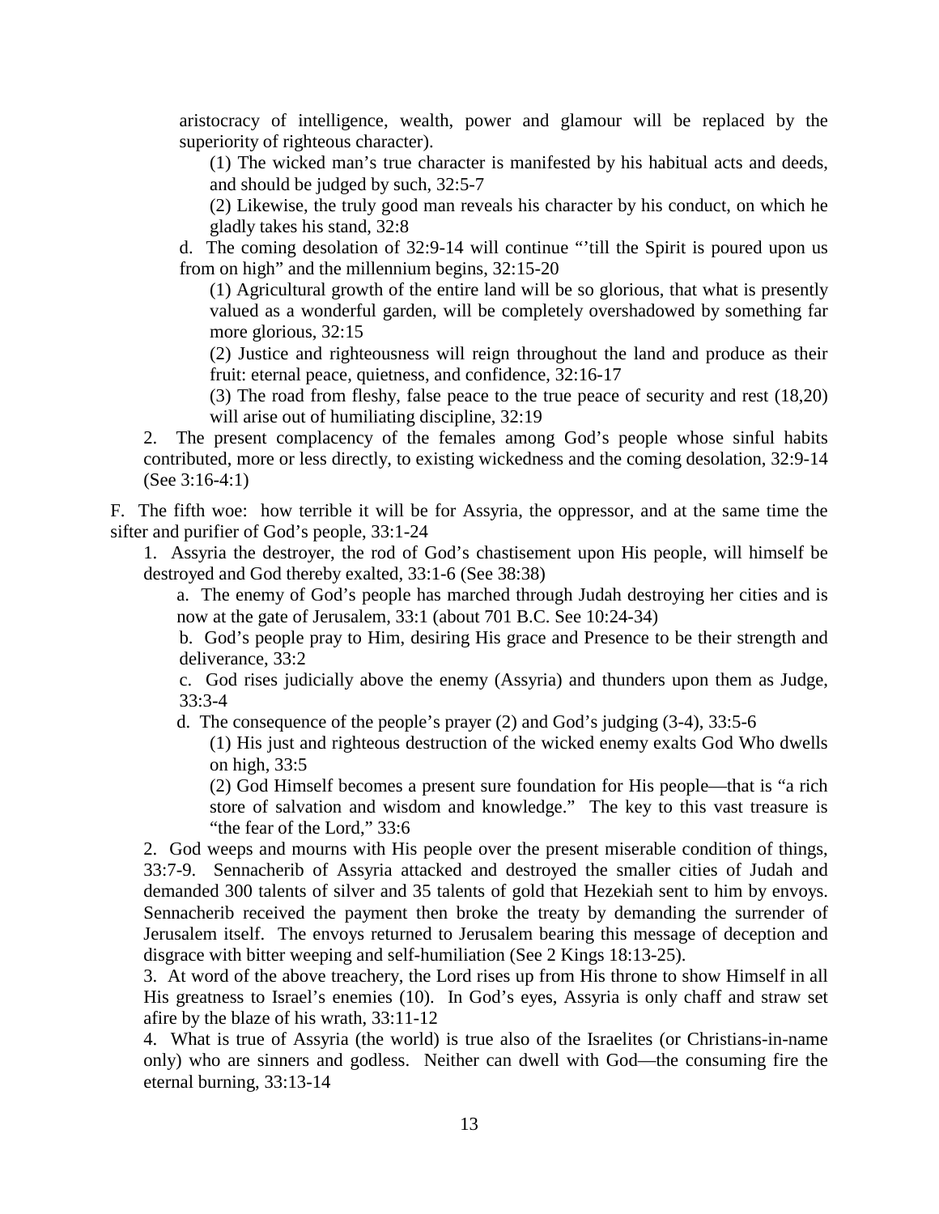aristocracy of intelligence, wealth, power and glamour will be replaced by the superiority of righteous character).

(1) The wicked man's true character is manifested by his habitual acts and deeds, and should be judged by such, 32:5-7

(2) Likewise, the truly good man reveals his character by his conduct, on which he gladly takes his stand, 32:8

d. The coming desolation of 32:9-14 will continue "'till the Spirit is poured upon us from on high" and the millennium begins, 32:15-20

(1) Agricultural growth of the entire land will be so glorious, that what is presently valued as a wonderful garden, will be completely overshadowed by something far more glorious, 32:15

(2) Justice and righteousness will reign throughout the land and produce as their fruit: eternal peace, quietness, and confidence, 32:16-17

(3) The road from fleshy, false peace to the true peace of security and rest (18,20) will arise out of humiliating discipline, 32:19

2. The present complacency of the females among God's people whose sinful habits contributed, more or less directly, to existing wickedness and the coming desolation, 32:9-14 (See 3:16-4:1)

F. The fifth woe: how terrible it will be for Assyria, the oppressor, and at the same time the sifter and purifier of God's people, 33:1-24

1. Assyria the destroyer, the rod of God's chastisement upon His people, will himself be destroyed and God thereby exalted, 33:1-6 (See 38:38)

a. The enemy of God's people has marched through Judah destroying her cities and is now at the gate of Jerusalem, 33:1 (about 701 B.C. See 10:24-34)

b. God's people pray to Him, desiring His grace and Presence to be their strength and deliverance, 33:2

c. God rises judicially above the enemy (Assyria) and thunders upon them as Judge, 33:3-4

d. The consequence of the people's prayer (2) and God's judging (3-4), 33:5-6

(1) His just and righteous destruction of the wicked enemy exalts God Who dwells on high, 33:5

(2) God Himself becomes a present sure foundation for His people—that is "a rich store of salvation and wisdom and knowledge." The key to this vast treasure is "the fear of the Lord," 33:6

2. God weeps and mourns with His people over the present miserable condition of things, 33:7-9. Sennacherib of Assyria attacked and destroyed the smaller cities of Judah and demanded 300 talents of silver and 35 talents of gold that Hezekiah sent to him by envoys. Sennacherib received the payment then broke the treaty by demanding the surrender of Jerusalem itself. The envoys returned to Jerusalem bearing this message of deception and disgrace with bitter weeping and self-humiliation (See 2 Kings 18:13-25).

3. At word of the above treachery, the Lord rises up from His throne to show Himself in all His greatness to Israel's enemies (10). In God's eyes, Assyria is only chaff and straw set afire by the blaze of his wrath, 33:11-12

4. What is true of Assyria (the world) is true also of the Israelites (or Christians-in-name only) who are sinners and godless. Neither can dwell with God—the consuming fire the eternal burning, 33:13-14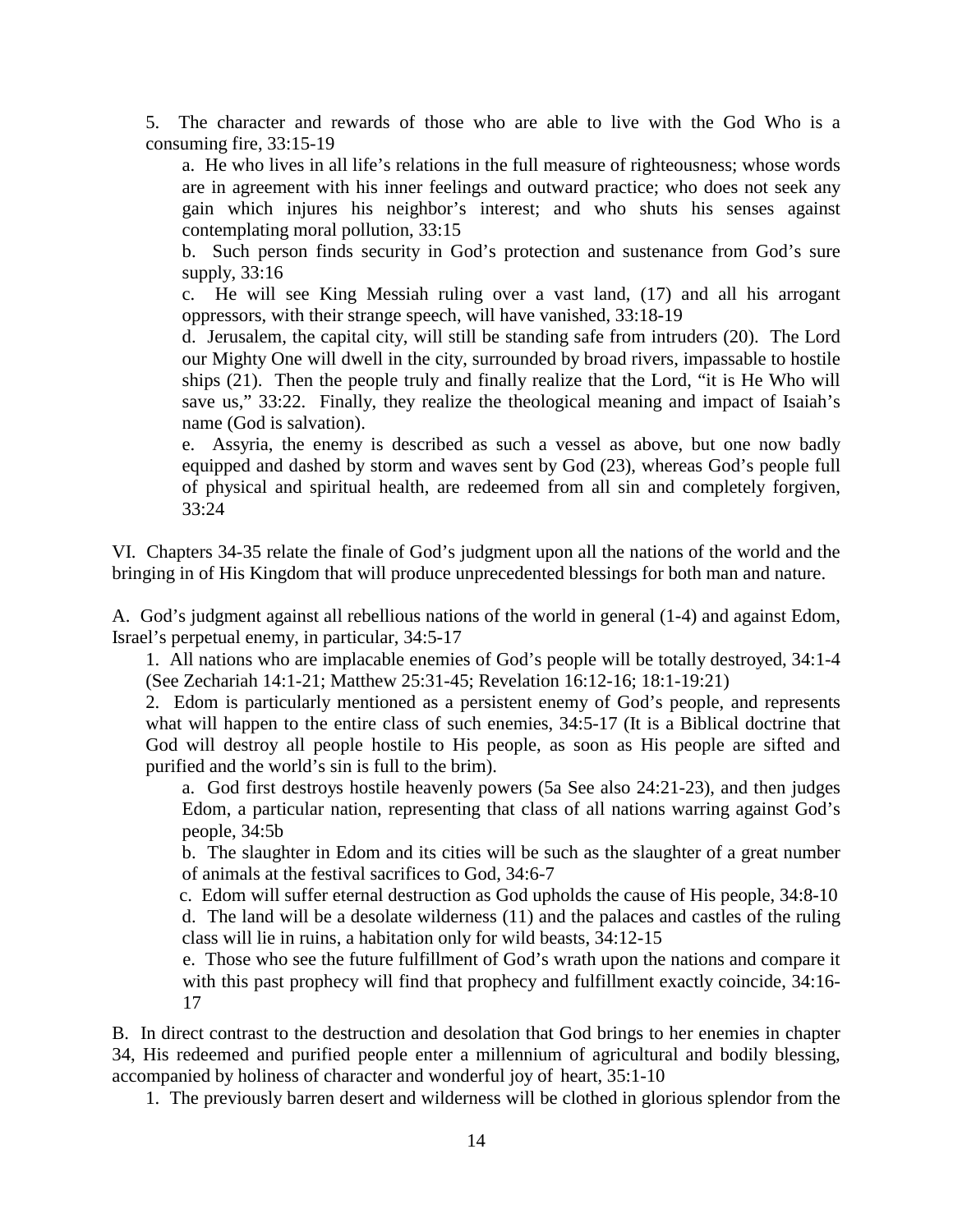5. The character and rewards of those who are able to live with the God Who is a consuming fire, 33:15-19

a. He who lives in all life's relations in the full measure of righteousness; whose words are in agreement with his inner feelings and outward practice; who does not seek any gain which injures his neighbor's interest; and who shuts his senses against contemplating moral pollution, 33:15

b. Such person finds security in God's protection and sustenance from God's sure supply, 33:16

c. He will see King Messiah ruling over a vast land, (17) and all his arrogant oppressors, with their strange speech, will have vanished, 33:18-19

d. Jerusalem, the capital city, will still be standing safe from intruders (20). The Lord our Mighty One will dwell in the city, surrounded by broad rivers, impassable to hostile ships (21). Then the people truly and finally realize that the Lord, "it is He Who will save us," 33:22. Finally, they realize the theological meaning and impact of Isaiah's name (God is salvation).

e. Assyria, the enemy is described as such a vessel as above, but one now badly equipped and dashed by storm and waves sent by God (23), whereas God's people full of physical and spiritual health, are redeemed from all sin and completely forgiven, 33:24

VI. Chapters 34-35 relate the finale of God's judgment upon all the nations of the world and the bringing in of His Kingdom that will produce unprecedented blessings for both man and nature.

A. God's judgment against all rebellious nations of the world in general (1-4) and against Edom, Israel's perpetual enemy, in particular, 34:5-17

1. All nations who are implacable enemies of God's people will be totally destroyed, 34:1-4 (See Zechariah 14:1-21; Matthew 25:31-45; Revelation 16:12-16; 18:1-19:21)

2. Edom is particularly mentioned as a persistent enemy of God's people, and represents what will happen to the entire class of such enemies, 34:5-17 (It is a Biblical doctrine that God will destroy all people hostile to His people, as soon as His people are sifted and purified and the world's sin is full to the brim).

a. God first destroys hostile heavenly powers (5a See also 24:21-23), and then judges Edom, a particular nation, representing that class of all nations warring against God's people, 34:5b

b. The slaughter in Edom and its cities will be such as the slaughter of a great number of animals at the festival sacrifices to God, 34:6-7

c. Edom will suffer eternal destruction as God upholds the cause of His people, 34:8-10

d. The land will be a desolate wilderness (11) and the palaces and castles of the ruling class will lie in ruins, a habitation only for wild beasts, 34:12-15

e. Those who see the future fulfillment of God's wrath upon the nations and compare it with this past prophecy will find that prophecy and fulfillment exactly coincide, 34:16-17

B. In direct contrast to the destruction and desolation that God brings to her enemies in chapter 34, His redeemed and purified people enter a millennium of agricultural and bodily blessing, accompanied by holiness of character and wonderful joy of heart, 35:1-10

1. The previously barren desert and wilderness will be clothed in glorious splendor from the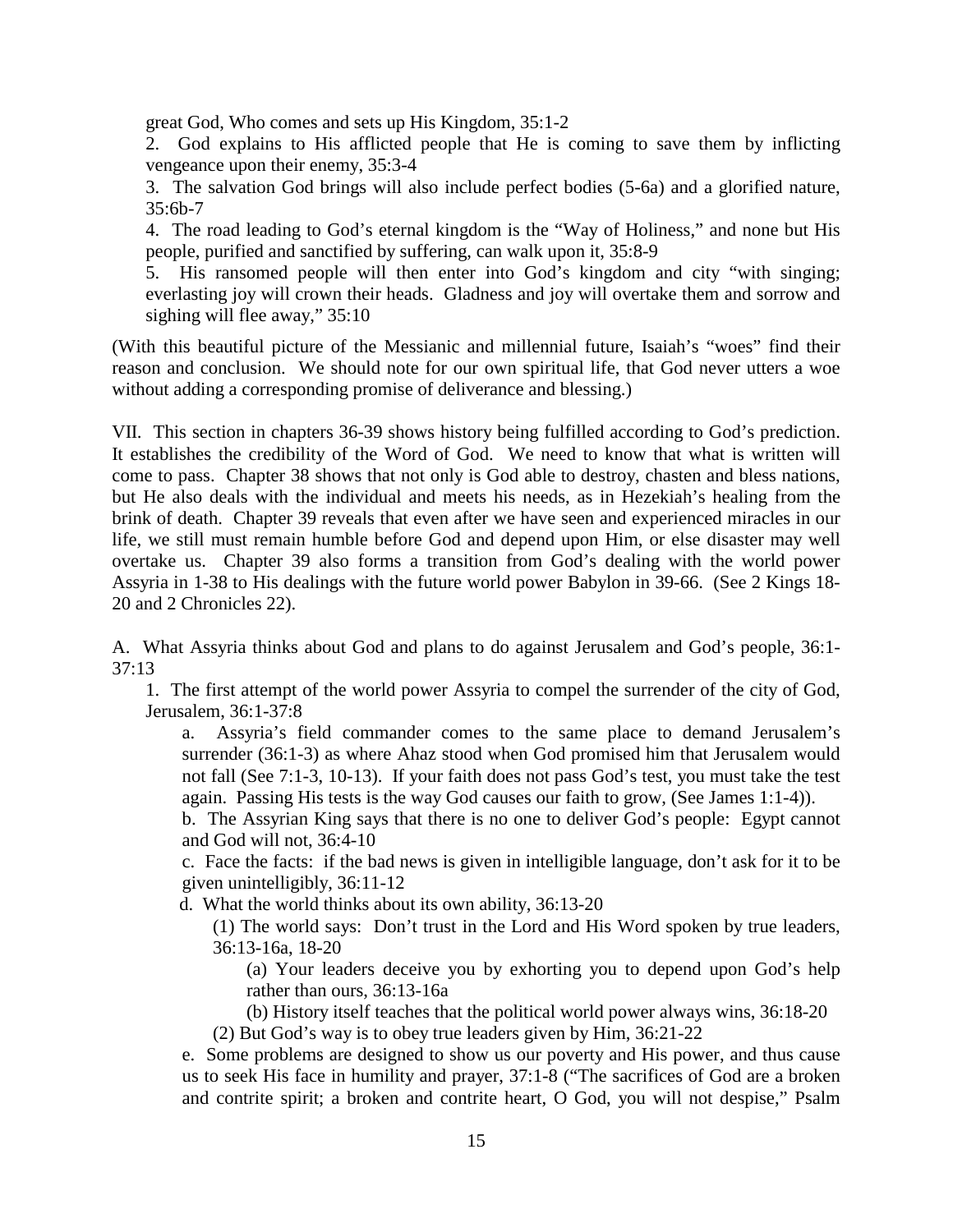great God, Who comes and sets up His Kingdom, 35:1-2

2. God explains to His afflicted people that He is coming to save them by inflicting vengeance upon their enemy, 35:3-4

3. The salvation God brings will also include perfect bodies (5-6a) and a glorified nature, 35:6b-7

4. The road leading to God's eternal kingdom is the "Way of Holiness," and none but His people, purified and sanctified by suffering, can walk upon it, 35:8-9

5. His ransomed people will then enter into God's kingdom and city "with singing; everlasting joy will crown their heads. Gladness and joy will overtake them and sorrow and sighing will flee away," 35:10

(With this beautiful picture of the Messianic and millennial future, Isaiah's "woes" find their reason and conclusion. We should note for our own spiritual life, that God never utters a woe without adding a corresponding promise of deliverance and blessing.)

VII. This section in chapters 36-39 shows history being fulfilled according to God's prediction. It establishes the credibility of the Word of God. We need to know that what is written will come to pass. Chapter 38 shows that not only is God able to destroy, chasten and bless nations, but He also deals with the individual and meets his needs, as in Hezekiah's healing from the brink of death. Chapter 39 reveals that even after we have seen and experienced miracles in our life, we still must remain humble before God and depend upon Him, or else disaster may well overtake us. Chapter 39 also forms a transition from God's dealing with the world power Assyria in 1-38 to His dealings with the future world power Babylon in 39-66. (See 2 Kings 18-20 and 2 Chronicles 22).

A. What Assyria thinks about God and plans to do against Jerusalem and God's people, 36:1-37:13

1. The first attempt of the world power Assyria to compel the surrender of the city of God, Jerusalem, 36:1-37:8

a. Assyria's field commander comes to the same place to demand Jerusalem's surrender (36:1-3) as where Ahaz stood when God promised him that Jerusalem would not fall (See 7:1-3, 10-13). If your faith does not pass God's test, you must take the test again. Passing His tests is the way God causes our faith to grow, (See James 1:1-4)).

b. The Assyrian King says that there is no one to deliver God's people: Egypt cannot and God will not, 36:4-10

c. Face the facts: if the bad news is given in intelligible language, don't ask for it to be given unintelligibly, 36:11-12

d. What the world thinks about its own ability, 36:13-20

(1) The world says: Don't trust in the Lord and His Word spoken by true leaders, 36:13-16a, 18-20

(a) Your leaders deceive you by exhorting you to depend upon God's help rather than ours, 36:13-16a

(b) History itself teaches that the political world power always wins, 36:18-20

(2) But God's way is to obey true leaders given by Him, 36:21-22

e. Some problems are designed to show us our poverty and His power, and thus cause us to seek His face in humility and prayer, 37:1-8 ("The sacrifices of God are a broken and contrite spirit; a broken and contrite heart, O God, you will not despise," Psalm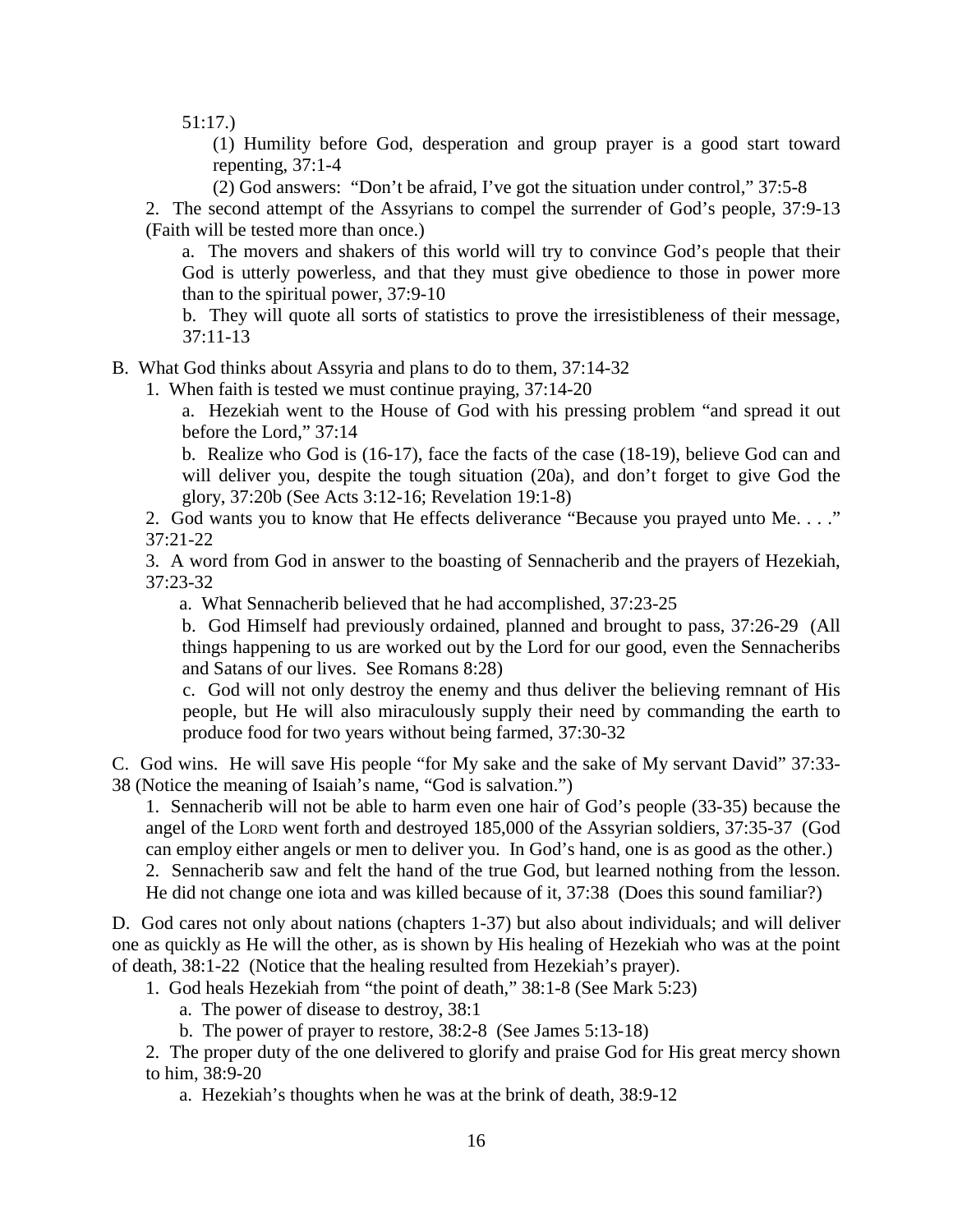51:17.)

(1) Humility before God, desperation and group prayer is a good start toward repenting, 37:1-4

(2) God answers: "Don't be afraid, I've got the situation under control," 37:5-8

2. The second attempt of the Assyrians to compel the surrender of God's people, 37:9-13 (Faith will be tested more than once.)

a. The movers and shakers of this world will try to convince God's people that their God is utterly powerless, and that they must give obedience to those in power more than to the spiritual power, 37:9-10

b. They will quote all sorts of statistics to prove the irresistibleness of their message, 37:11-13

B. What God thinks about Assyria and plans to do to them, 37:14-32

1. When faith is tested we must continue praying, 37:14-20

a. Hezekiah went to the House of God with his pressing problem "and spread it out before the Lord," 37:14

b. Realize who God is (16-17), face the facts of the case (18-19), believe God can and will deliver you, despite the tough situation (20a), and don't forget to give God the glory, 37:20b (See Acts 3:12-16; Revelation 19:1-8)

2. God wants you to know that He effects deliverance "Because you prayed unto Me. . . ." 37:21-22

3. A word from God in answer to the boasting of Sennacherib and the prayers of Hezekiah, 37:23-32

a. What Sennacherib believed that he had accomplished, 37:23-25

b. God Himself had previously ordained, planned and brought to pass, 37:26-29 (All things happening to us are worked out by the Lord for our good, even the Sennacheribs and Satans of our lives. See Romans 8:28)

c. God will not only destroy the enemy and thus deliver the believing remnant of His people, but He will also miraculously supply their need by commanding the earth to produce food for two years without being farmed, 37:30-32

C. God wins. He will save His people "for My sake and the sake of My servant David" 37:33-38 (Notice the meaning of Isaiah's name, "God is salvation.")

1. Sennacherib will not be able to harm even one hair of God's people (33-35) because the angel of the LORD went forth and destroyed 185,000 of the Assyrian soldiers, 37:35-37 (God can employ either angels or men to deliver you. In God's hand, one is as good as the other.)

2. Sennacherib saw and felt the hand of the true God, but learned nothing from the lesson. He did not change one iota and was killed because of it, 37:38 (Does this sound familiar?)

D. God cares not only about nations (chapters 1-37) but also about individuals; and will deliver one as quickly as He will the other, as is shown by His healing of Hezekiah who was at the point of death, 38:1-22 (Notice that the healing resulted from Hezekiah's prayer).

1. God heals Hezekiah from "the point of death," 38:1-8 (See Mark 5:23)

a. The power of disease to destroy, 38:1

b. The power of prayer to restore, 38:2-8 (See James 5:13-18)

2. The proper duty of the one delivered to glorify and praise God for His great mercy shown to him, 38:9-20

a. Hezekiah's thoughts when he was at the brink of death, 38:9-12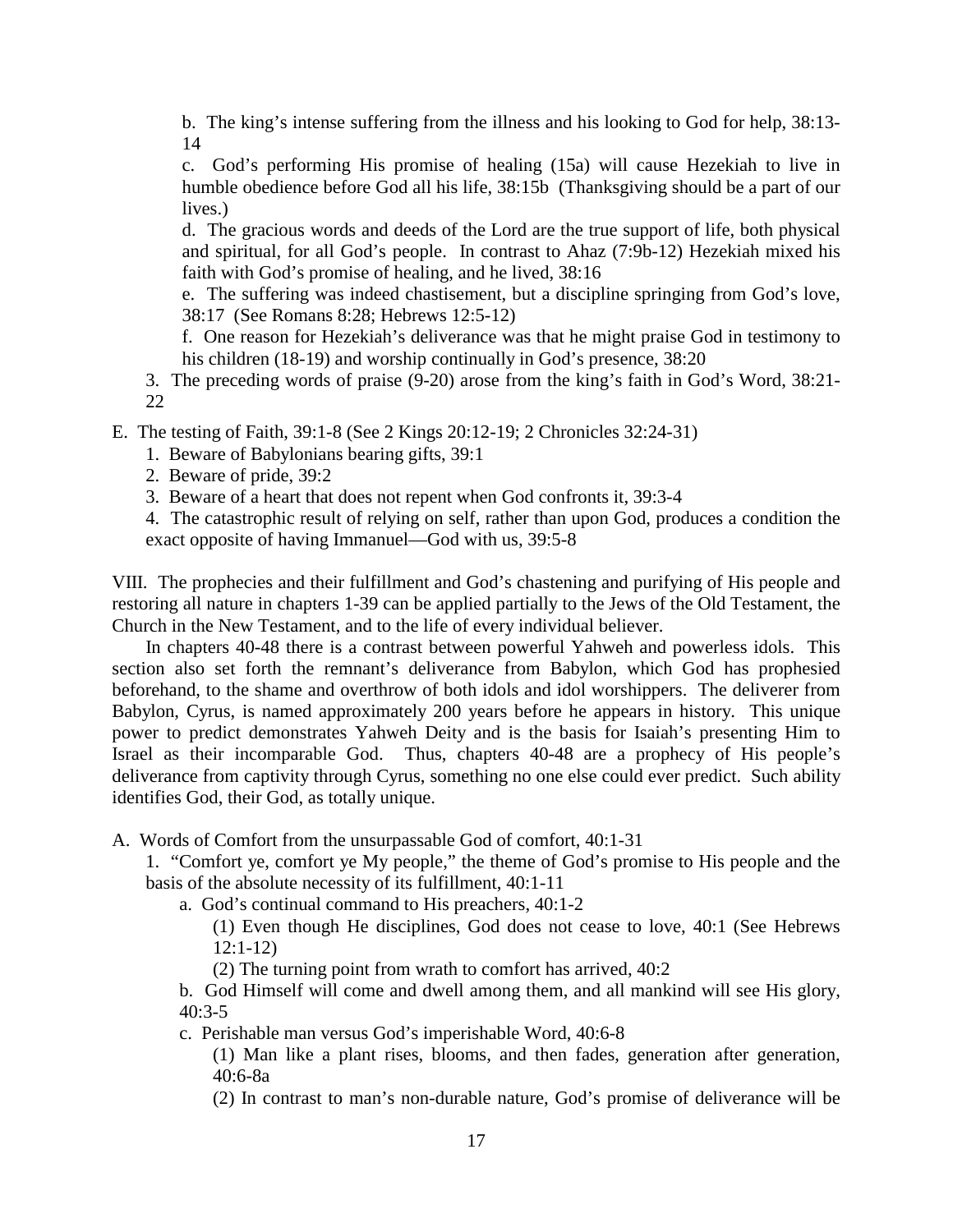b. The king's intense suffering from the illness and his looking to God for help, 38:13-14

c. God's performing His promise of healing (15a) will cause Hezekiah to live in humble obedience before God all his life, 38:15b (Thanksgiving should be a part of our lives.)

d. The gracious words and deeds of the Lord are the true support of life, both physical and spiritual, for all God's people. In contrast to Ahaz (7:9b-12) Hezekiah mixed his faith with God's promise of healing, and he lived, 38:16

e. The suffering was indeed chastisement, but a discipline springing from God's love, 38:17 (See Romans 8:28; Hebrews 12:5-12)

f. One reason for Hezekiah's deliverance was that he might praise God in testimony to his children (18-19) and worship continually in God's presence, 38:20

3. The preceding words of praise (9-20) arose from the king's faith in God's Word, 38:21-22

E. The testing of Faith, 39:1-8 (See 2 Kings 20:12-19; 2 Chronicles 32:24-31)

1. Beware of Babylonians bearing gifts, 39:1

2. Beware of pride, 39:2

3. Beware of a heart that does not repent when God confronts it, 39:3-4

4. The catastrophic result of relying on self, rather than upon God, produces a condition the exact opposite of having Immanuel—God with us, 39:5-8

VIII. The prophecies and their fulfillment and God's chastening and purifying of His people and restoring all nature in chapters 1-39 can be applied partially to the Jews of the Old Testament, the Church in the New Testament, and to the life of every individual believer.

In chapters 40-48 there is a contrast between powerful Yahweh and powerless idols. This section also set forth the remnant's deliverance from Babylon, which God has prophesied beforehand, to the shame and overthrow of both idols and idol worshippers. The deliverer from Babylon, Cyrus, is named approximately 200 years before he appears in history. This unique power to predict demonstrates Yahweh Deity and is the basis for Isaiah's presenting Him to Israel as their incomparable God. Thus, chapters 40-48 are a prophecy of His people's deliverance from captivity through Cyrus, something no one else could ever predict. Such ability identifies God, their God, as totally unique.

A. Words of Comfort from the unsurpassable God of comfort, 40:1-31

1. "Comfort ye, comfort ye My people," the theme of God's promise to His people and the basis of the absolute necessity of its fulfillment, 40:1-11

a. God's continual command to His preachers, 40:1-2

(1) Even though He disciplines, God does not cease to love, 40:1 (See Hebrews 12:1-12)

(2) The turning point from wrath to comfort has arrived, 40:2

b. God Himself will come and dwell among them, and all mankind will see His glory, 40:3-5

c. Perishable man versus God's imperishable Word, 40:6-8

(1) Man like a plant rises, blooms, and then fades, generation after generation, 40:6-8a

(2) In contrast to man's non-durable nature, God's promise of deliverance will be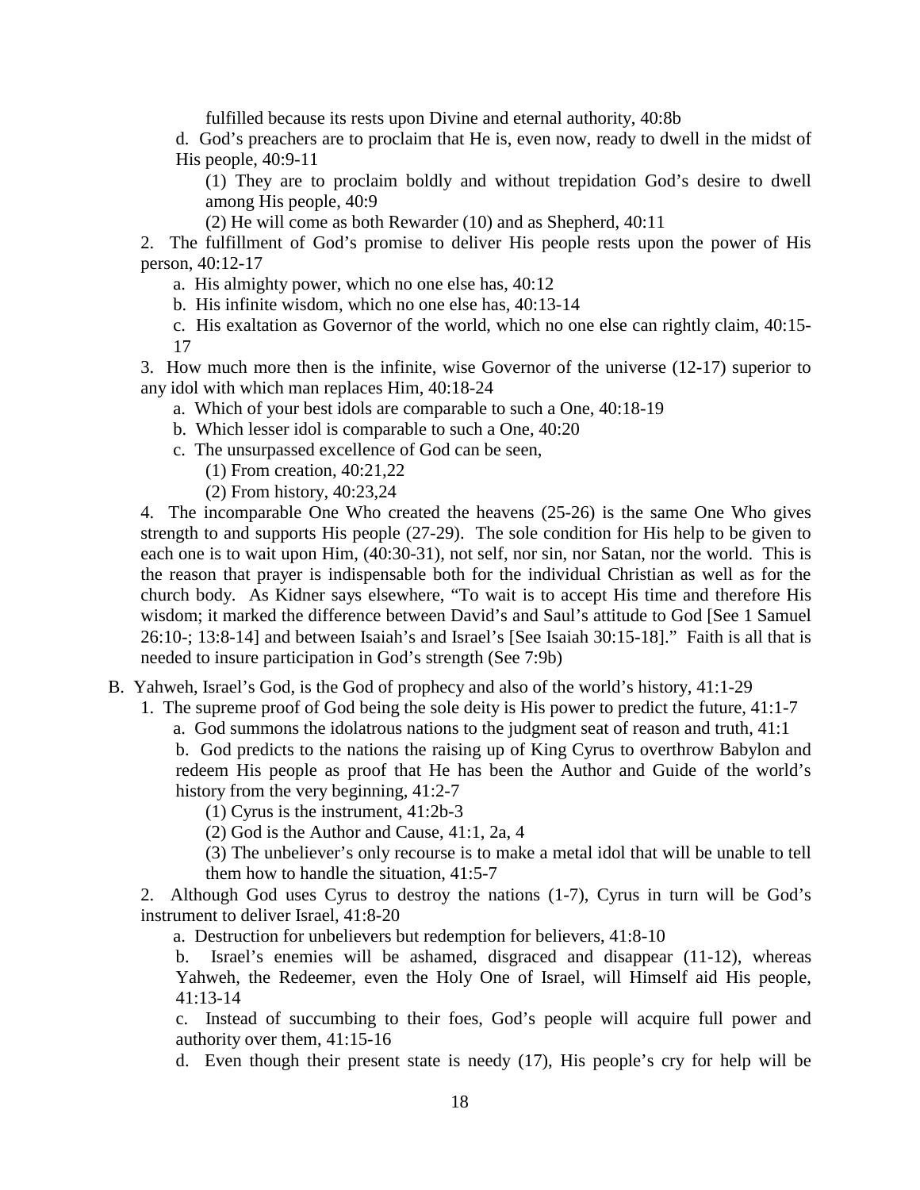fulfilled because its rests upon Divine and eternal authority, 40:8b

d. God's preachers are to proclaim that He is, even now, ready to dwell in the midst of His people, 40:9-11

(1) They are to proclaim boldly and without trepidation God's desire to dwell among His people, 40:9

(2) He will come as both Rewarder (10) and as Shepherd, 40:11

2. The fulfillment of God's promise to deliver His people rests upon the power of His person, 40:12-17

a. His almighty power, which no one else has, 40:12

b. His infinite wisdom, which no one else has, 40:13-14

c. His exaltation as Governor of the world, which no one else can rightly claim, 40:15-17

3. How much more then is the infinite, wise Governor of the universe (12-17) superior to any idol with which man replaces Him, 40:18-24

a. Which of your best idols are comparable to such a One, 40:18-19

b. Which lesser idol is comparable to such a One, 40:20

c. The unsurpassed excellence of God can be seen,

(1) From creation, 40:21,22

(2) From history, 40:23,24

4. The incomparable One Who created the heavens (25-26) is the same One Who gives strength to and supports His people (27-29). The sole condition for His help to be given to each one is to wait upon Him, (40:30-31), not self, nor sin, nor Satan, nor the world. This is the reason that prayer is indispensable both for the individual Christian as well as for the church body. As Kidner says elsewhere, "To wait is to accept His time and therefore His wisdom; it marked the difference between David's and Saul's attitude to God [See 1 Samuel 26:10-; 13:8-14] and between Isaiah's and Israel's [See Isaiah 30:15-18]." Faith is all that is needed to insure participation in God's strength (See 7:9b)

B. Yahweh, Israel's God, is the God of prophecy and also of the world's history, 41:1-29

1. The supreme proof of God being the sole deity is His power to predict the future, 41:1-7

a. God summons the idolatrous nations to the judgment seat of reason and truth, 41:1

b. God predicts to the nations the raising up of King Cyrus to overthrow Babylon and redeem His people as proof that He has been the Author and Guide of the world's history from the very beginning, 41:2-7

(1) Cyrus is the instrument, 41:2b-3

(2) God is the Author and Cause, 41:1, 2a, 4

(3) The unbeliever's only recourse is to make a metal idol that will be unable to tell them how to handle the situation, 41:5-7

2. Although God uses Cyrus to destroy the nations (1-7), Cyrus in turn will be God's instrument to deliver Israel, 41:8-20

a. Destruction for unbelievers but redemption for believers, 41:8-10

b. Israel's enemies will be ashamed, disgraced and disappear (11-12), whereas Yahweh, the Redeemer, even the Holy One of Israel, will Himself aid His people, 41:13-14

c. Instead of succumbing to their foes, God's people will acquire full power and authority over them, 41:15-16

d. Even though their present state is needy (17), His people's cry for help will be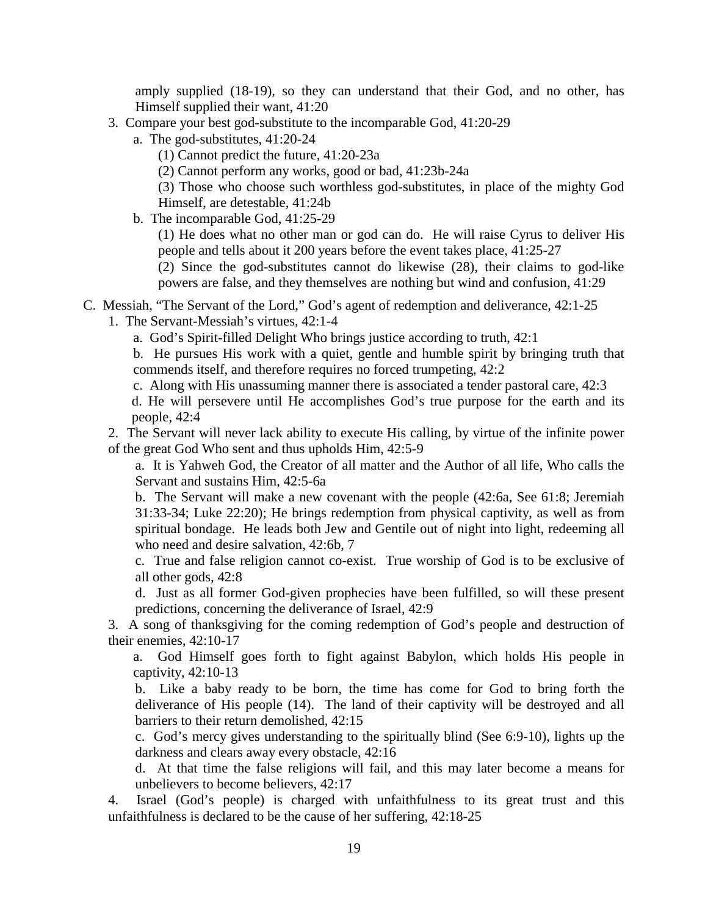amply supplied (18-19), so they can understand that their God, and no other, has Himself supplied their want, 41:20

3. Compare your best god-substitute to the incomparable God, 41:20-29

   a. The god-substitutes, 41:20-24

      (1) Cannot predict the future, 41:20-23a

      (2) Cannot perform any works, good or bad, 41:23b-24a

      (3) Those who choose such worthless god-substitutes, in place of the mighty God Himself, are detestable, 41:24b

   b. The incomparable God, 41:25-29

      (1) He does what no other man or god can do. He will raise Cyrus to deliver His people and tells about it 200 years before the event takes place, 41:25-27

      (2) Since the god-substitutes cannot do likewise (28), their claims to god-like powers are false, and they themselves are nothing but wind and confusion, 41:29

C. Messiah, "The Servant of the Lord," God's agent of redemption and deliverance, 42:1-25

1. The Servant-Messiah's virtues, 42:1-4

   a. God's Spirit-filled Delight Who brings justice according to truth, 42:1

   b. He pursues His work with a quiet, gentle and humble spirit by bringing truth that commends itself, and therefore requires no forced trumpeting, 42:2

   c. Along with His unassuming manner there is associated a tender pastoral care, 42:3

   d. He will persevere until He accomplishes God's true purpose for the earth and its people, 42:4

2. The Servant will never lack ability to execute His calling, by virtue of the infinite power of the great God Who sent and thus upholds Him, 42:5-9

   a. It is Yahweh God, the Creator of all matter and the Author of all life, Who calls the Servant and sustains Him, 42:5-6a

   b. The Servant will make a new covenant with the people (42:6a, See 61:8; Jeremiah 31:33-34; Luke 22:20); He brings redemption from physical captivity, as well as from spiritual bondage. He leads both Jew and Gentile out of night into light, redeeming all who need and desire salvation, 42:6b, 7

   c. True and false religion cannot co-exist. True worship of God is to be exclusive of all other gods, 42:8

   d. Just as all former God-given prophecies have been fulfilled, so will these present predictions, concerning the deliverance of Israel, 42:9

3. A song of thanksgiving for the coming redemption of God's people and destruction of their enemies, 42:10-17

   a. God Himself goes forth to fight against Babylon, which holds His people in captivity, 42:10-13

   b. Like a baby ready to be born, the time has come for God to bring forth the deliverance of His people (14). The land of their captivity will be destroyed and all barriers to their return demolished, 42:15

   c. God's mercy gives understanding to the spiritually blind (See 6:9-10), lights up the darkness and clears away every obstacle, 42:16

   d. At that time the false religions will fail, and this may later become a means for unbelievers to become believers, 42:17

4. Israel (God's people) is charged with unfaithfulness to its great trust and this unfaithfulness is declared to be the cause of her suffering, 42:18-25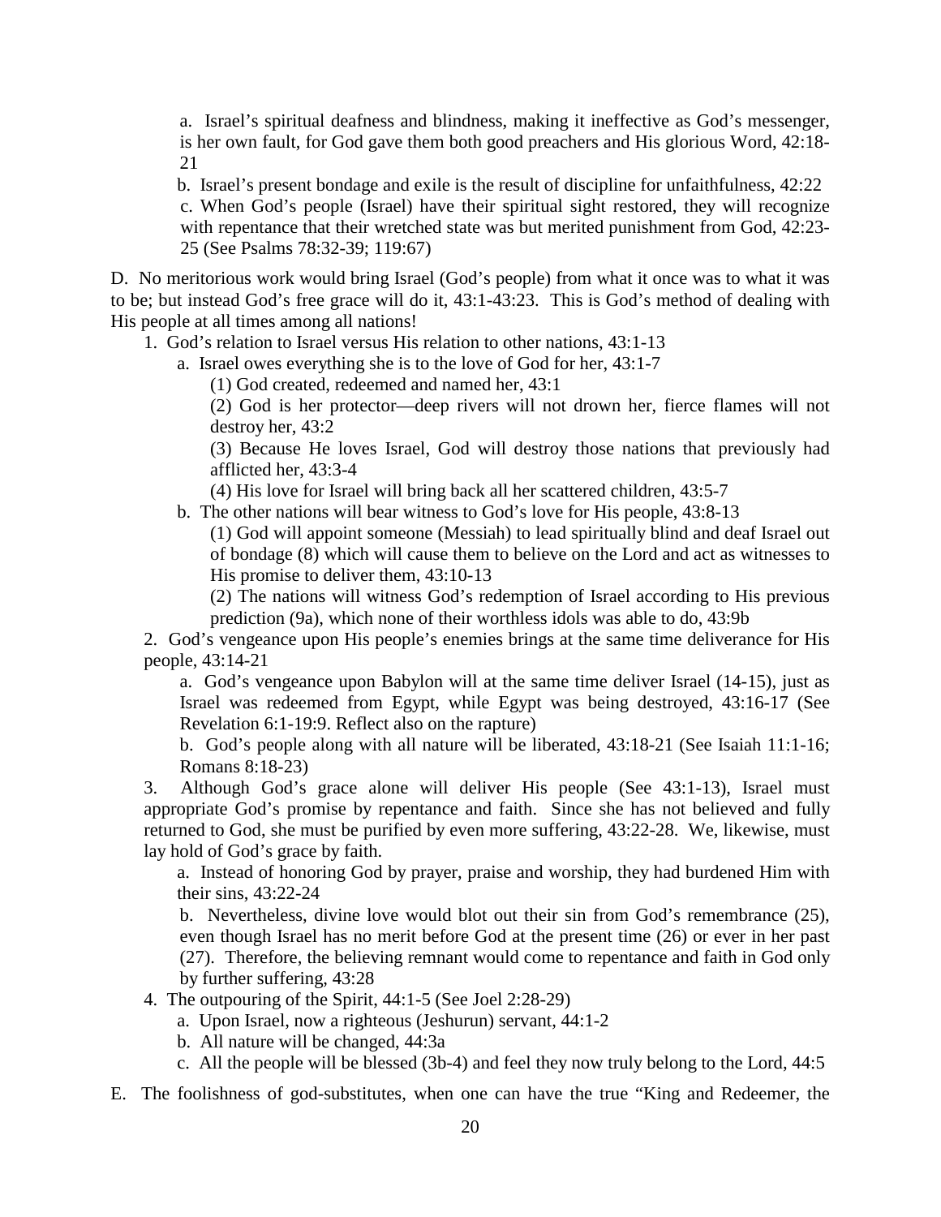a. Israel's spiritual deafness and blindness, making it ineffective as God's messenger, is her own fault, for God gave them both good preachers and His glorious Word, 42:18-21

b. Israel's present bondage and exile is the result of discipline for unfaithfulness, 42:22

c. When God's people (Israel) have their spiritual sight restored, they will recognize with repentance that their wretched state was but merited punishment from God, 42:23-25 (See Psalms 78:32-39; 119:67)

D. No meritorious work would bring Israel (God's people) from what it once was to what it was to be; but instead God's free grace will do it, 43:1-43:23. This is God's method of dealing with His people at all times among all nations!

1. God's relation to Israel versus His relation to other nations, 43:1-13

a. Israel owes everything she is to the love of God for her, 43:1-7

(1) God created, redeemed and named her, 43:1

(2) God is her protector—deep rivers will not drown her, fierce flames will not destroy her, 43:2

(3) Because He loves Israel, God will destroy those nations that previously had afflicted her, 43:3-4

(4) His love for Israel will bring back all her scattered children, 43:5-7

b. The other nations will bear witness to God's love for His people, 43:8-13

(1) God will appoint someone (Messiah) to lead spiritually blind and deaf Israel out of bondage (8) which will cause them to believe on the Lord and act as witnesses to His promise to deliver them, 43:10-13

(2) The nations will witness God's redemption of Israel according to His previous prediction (9a), which none of their worthless idols was able to do, 43:9b

2. God's vengeance upon His people's enemies brings at the same time deliverance for His people, 43:14-21

a. God's vengeance upon Babylon will at the same time deliver Israel (14-15), just as Israel was redeemed from Egypt, while Egypt was being destroyed, 43:16-17 (See Revelation 6:1-19:9. Reflect also on the rapture)

b. God's people along with all nature will be liberated, 43:18-21 (See Isaiah 11:1-16; Romans 8:18-23)

3. Although God's grace alone will deliver His people (See 43:1-13), Israel must appropriate God's promise by repentance and faith. Since she has not believed and fully returned to God, she must be purified by even more suffering, 43:22-28. We, likewise, must lay hold of God's grace by faith.

a. Instead of honoring God by prayer, praise and worship, they had burdened Him with their sins, 43:22-24

b. Nevertheless, divine love would blot out their sin from God's remembrance (25), even though Israel has no merit before God at the present time (26) or ever in her past (27). Therefore, the believing remnant would come to repentance and faith in God only by further suffering, 43:28

4. The outpouring of the Spirit, 44:1-5 (See Joel 2:28-29)

a. Upon Israel, now a righteous (Jeshurun) servant, 44:1-2

b. All nature will be changed, 44:3a

c. All the people will be blessed (3b-4) and feel they now truly belong to the Lord, 44:5

E. The foolishness of god-substitutes, when one can have the true "King and Redeemer, the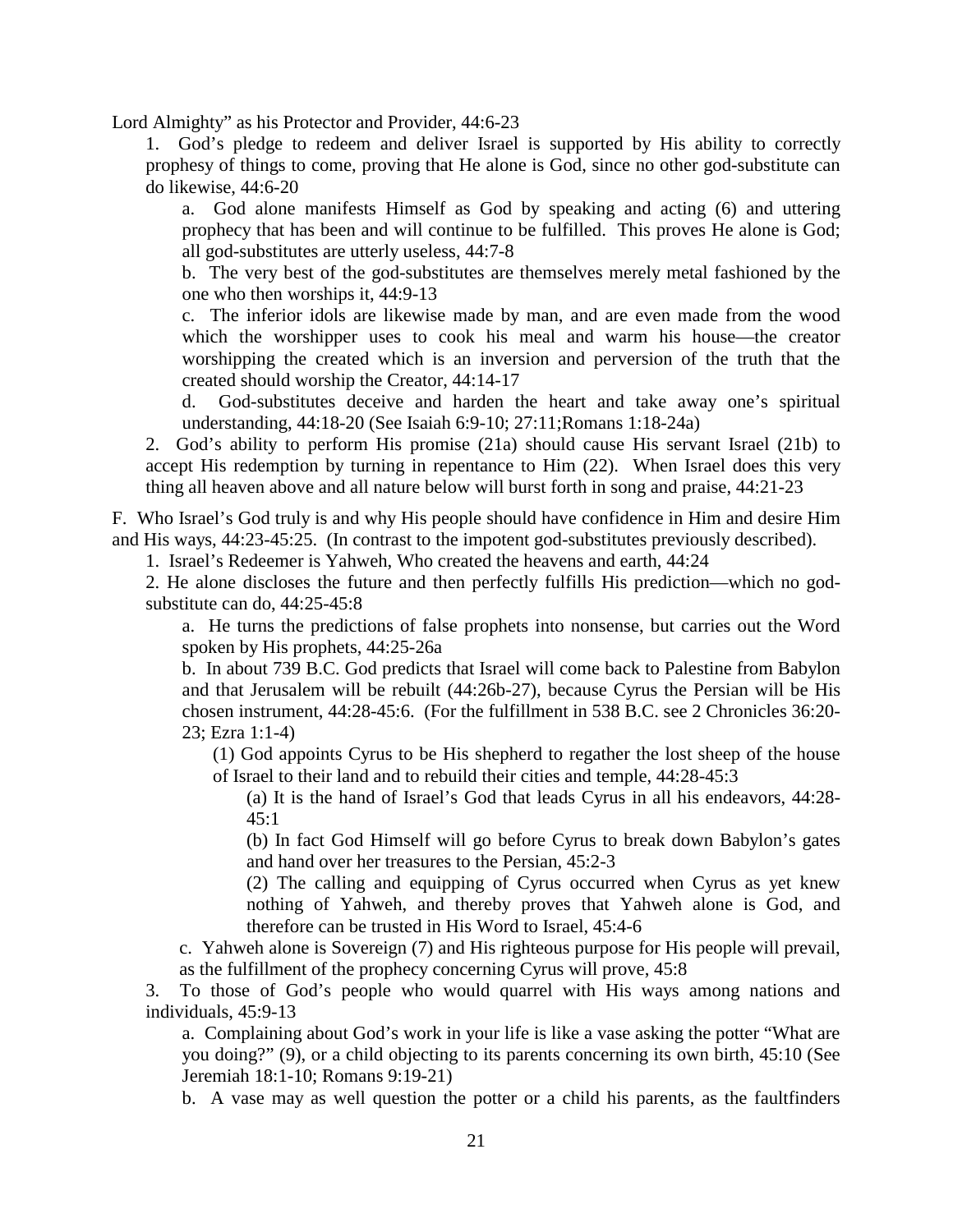Lord Almighty" as his Protector and Provider, 44:6-23

1. God's pledge to redeem and deliver Israel is supported by His ability to correctly prophesy of things to come, proving that He alone is God, since no other god-substitute can do likewise, 44:6-20

   a. God alone manifests Himself as God by speaking and acting (6) and uttering prophecy that has been and will continue to be fulfilled. This proves He alone is God; all god-substitutes are utterly useless, 44:7-8

   b. The very best of the god-substitutes are themselves merely metal fashioned by the one who then worships it, 44:9-13

   c. The inferior idols are likewise made by man, and are even made from the wood which the worshipper uses to cook his meal and warm his house—the creator worshipping the created which is an inversion and perversion of the truth that the created should worship the Creator, 44:14-17

   d. God-substitutes deceive and harden the heart and take away one's spiritual understanding, 44:18-20 (See Isaiah 6:9-10; 27:11;Romans 1:18-24a)

2. God's ability to perform His promise (21a) should cause His servant Israel (21b) to accept His redemption by turning in repentance to Him (22). When Israel does this very thing all heaven above and all nature below will burst forth in song and praise, 44:21-23

F. Who Israel's God truly is and why His people should have confidence in Him and desire Him and His ways, 44:23-45:25. (In contrast to the impotent god-substitutes previously described).

1. Israel's Redeemer is Yahweh, Who created the heavens and earth, 44:24

2. He alone discloses the future and then perfectly fulfills His prediction—which no god-substitute can do, 44:25-45:8

   a. He turns the predictions of false prophets into nonsense, but carries out the Word spoken by His prophets, 44:25-26a

   b. In about 739 B.C. God predicts that Israel will come back to Palestine from Babylon and that Jerusalem will be rebuilt (44:26b-27), because Cyrus the Persian will be His chosen instrument, 44:28-45:6. (For the fulfillment in 538 B.C. see 2 Chronicles 36:20-23; Ezra 1:1-4)

      (1) God appoints Cyrus to be His shepherd to regather the lost sheep of the house of Israel to their land and to rebuild their cities and temple, 44:28-45:3

         (a) It is the hand of Israel's God that leads Cyrus in all his endeavors, 44:28-45:1

         (b) In fact God Himself will go before Cyrus to break down Babylon's gates and hand over her treasures to the Persian, 45:2-3

         (2) The calling and equipping of Cyrus occurred when Cyrus as yet knew nothing of Yahweh, and thereby proves that Yahweh alone is God, and therefore can be trusted in His Word to Israel, 45:4-6

   c. Yahweh alone is Sovereign (7) and His righteous purpose for His people will prevail, as the fulfillment of the prophecy concerning Cyrus will prove, 45:8

3. To those of God's people who would quarrel with His ways among nations and individuals, 45:9-13

   a. Complaining about God's work in your life is like a vase asking the potter "What are you doing?" (9), or a child objecting to its parents concerning its own birth, 45:10 (See Jeremiah 18:1-10; Romans 9:19-21)

   b. A vase may as well question the potter or a child his parents, as the faultfinders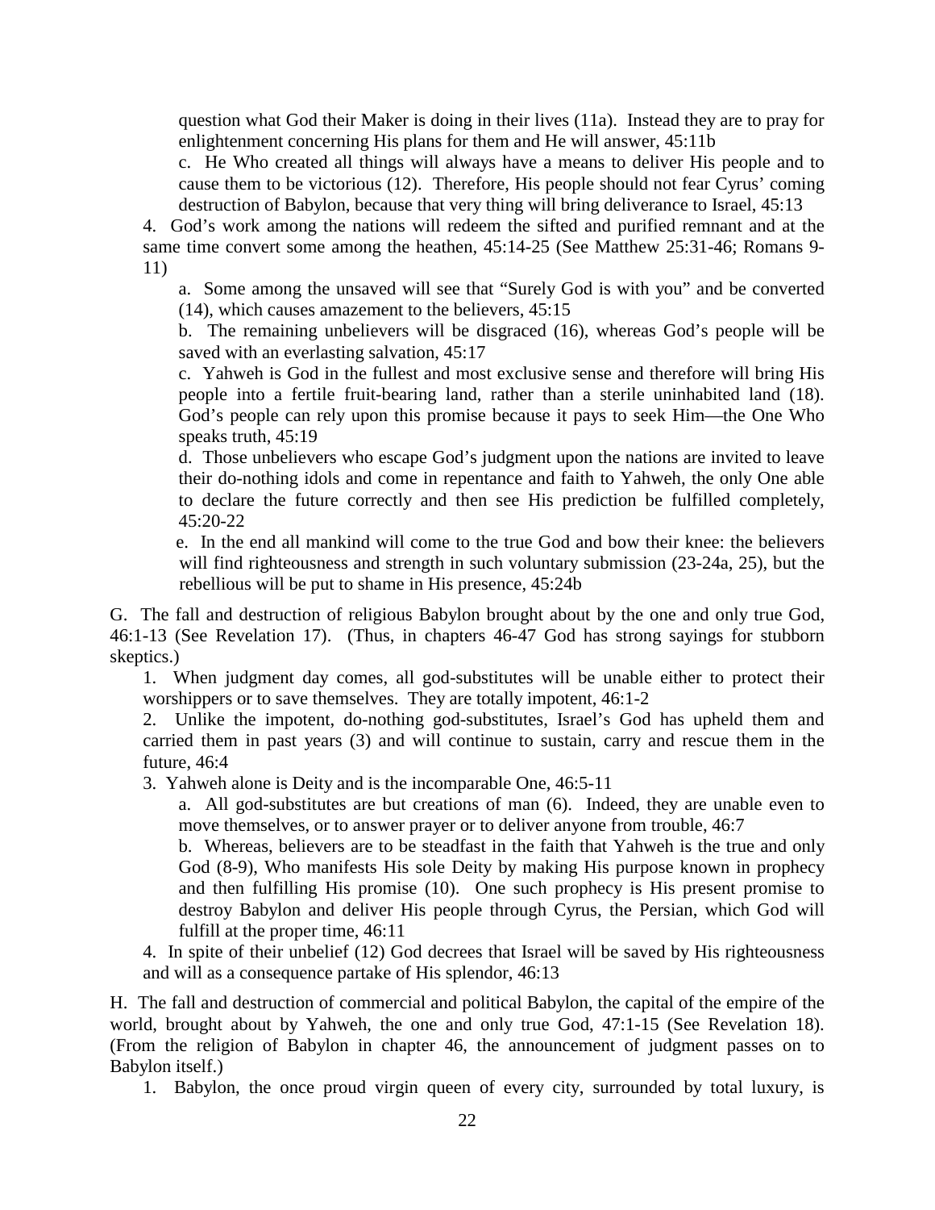question what God their Maker is doing in their lives (11a). Instead they are to pray for enlightenment concerning His plans for them and He will answer, 45:11b

c. He Who created all things will always have a means to deliver His people and to cause them to be victorious (12). Therefore, His people should not fear Cyrus' coming destruction of Babylon, because that very thing will bring deliverance to Israel, 45:13

4. God's work among the nations will redeem the sifted and purified remnant and at the same time convert some among the heathen, 45:14-25 (See Matthew 25:31-46; Romans 9-11)

a. Some among the unsaved will see that "Surely God is with you" and be converted (14), which causes amazement to the believers, 45:15

b. The remaining unbelievers will be disgraced (16), whereas God's people will be saved with an everlasting salvation, 45:17

c. Yahweh is God in the fullest and most exclusive sense and therefore will bring His people into a fertile fruit-bearing land, rather than a sterile uninhabited land (18). God's people can rely upon this promise because it pays to seek Him—the One Who speaks truth, 45:19

d. Those unbelievers who escape God's judgment upon the nations are invited to leave their do-nothing idols and come in repentance and faith to Yahweh, the only One able to declare the future correctly and then see His prediction be fulfilled completely, 45:20-22

e. In the end all mankind will come to the true God and bow their knee: the believers will find righteousness and strength in such voluntary submission (23-24a, 25), but the rebellious will be put to shame in His presence, 45:24b

G. The fall and destruction of religious Babylon brought about by the one and only true God, 46:1-13 (See Revelation 17). (Thus, in chapters 46-47 God has strong sayings for stubborn skeptics.)

1. When judgment day comes, all god-substitutes will be unable either to protect their worshippers or to save themselves. They are totally impotent, 46:1-2

2. Unlike the impotent, do-nothing god-substitutes, Israel's God has upheld them and carried them in past years (3) and will continue to sustain, carry and rescue them in the future, 46:4

3. Yahweh alone is Deity and is the incomparable One, 46:5-11

a. All god-substitutes are but creations of man (6). Indeed, they are unable even to move themselves, or to answer prayer or to deliver anyone from trouble, 46:7

b. Whereas, believers are to be steadfast in the faith that Yahweh is the true and only God (8-9), Who manifests His sole Deity by making His purpose known in prophecy and then fulfilling His promise (10). One such prophecy is His present promise to destroy Babylon and deliver His people through Cyrus, the Persian, which God will fulfill at the proper time, 46:11

4. In spite of their unbelief (12) God decrees that Israel will be saved by His righteousness and will as a consequence partake of His splendor, 46:13

H. The fall and destruction of commercial and political Babylon, the capital of the empire of the world, brought about by Yahweh, the one and only true God, 47:1-15 (See Revelation 18). (From the religion of Babylon in chapter 46, the announcement of judgment passes on to Babylon itself.)

1. Babylon, the once proud virgin queen of every city, surrounded by total luxury, is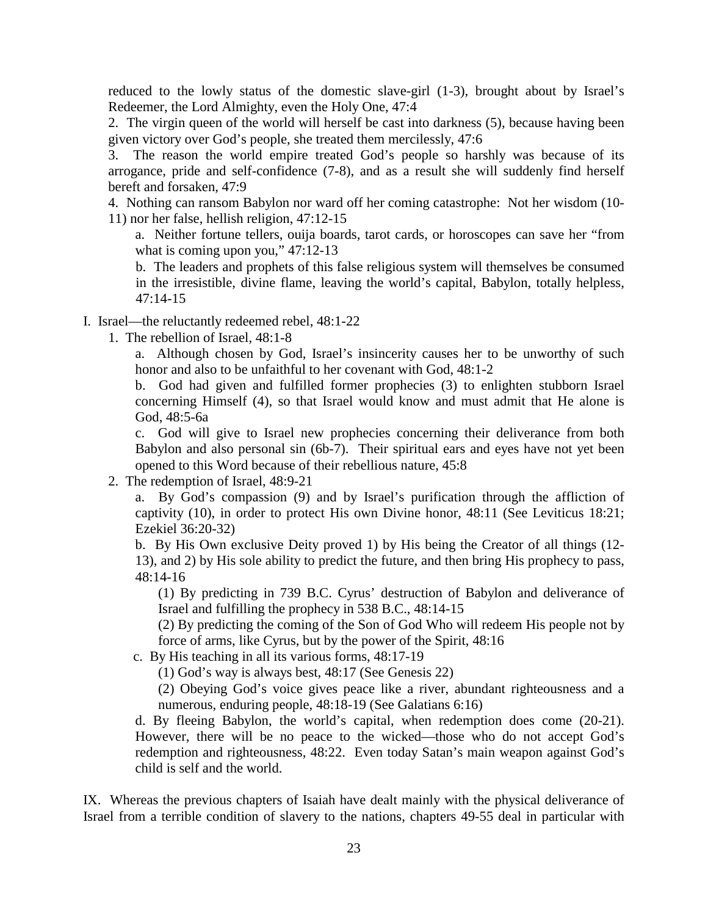reduced to the lowly status of the domestic slave-girl (1-3), brought about by Israel's Redeemer, the Lord Almighty, even the Holy One, 47:4

2. The virgin queen of the world will herself be cast into darkness (5), because having been given victory over God's people, she treated them mercilessly, 47:6

3. The reason the world empire treated God's people so harshly was because of its arrogance, pride and self-confidence (7-8), and as a result she will suddenly find herself bereft and forsaken, 47:9

4. Nothing can ransom Babylon nor ward off her coming catastrophe: Not her wisdom (10-11) nor her false, hellish religion, 47:12-15

  a. Neither fortune tellers, ouija boards, tarot cards, or horoscopes can save her "from what is coming upon you," 47:12-13

  b. The leaders and prophets of this false religious system will themselves be consumed in the irresistible, divine flame, leaving the world's capital, Babylon, totally helpless, 47:14-15

I. Israel—the reluctantly redeemed rebel, 48:1-22

1. The rebellion of Israel, 48:1-8

  a. Although chosen by God, Israel's insincerity causes her to be unworthy of such honor and also to be unfaithful to her covenant with God, 48:1-2

  b. God had given and fulfilled former prophecies (3) to enlighten stubborn Israel concerning Himself (4), so that Israel would know and must admit that He alone is God, 48:5-6a

  c. God will give to Israel new prophecies concerning their deliverance from both Babylon and also personal sin (6b-7). Their spiritual ears and eyes have not yet been opened to this Word because of their rebellious nature, 45:8

2. The redemption of Israel, 48:9-21

  a. By God's compassion (9) and by Israel's purification through the affliction of captivity (10), in order to protect His own Divine honor, 48:11 (See Leviticus 18:21; Ezekiel 36:20-32)

  b. By His Own exclusive Deity proved 1) by His being the Creator of all things (12-13), and 2) by His sole ability to predict the future, and then bring His prophecy to pass, 48:14-16

    (1) By predicting in 739 B.C. Cyrus' destruction of Babylon and deliverance of Israel and fulfilling the prophecy in 538 B.C., 48:14-15

    (2) By predicting the coming of the Son of God Who will redeem His people not by force of arms, like Cyrus, but by the power of the Spirit, 48:16

  c. By His teaching in all its various forms, 48:17-19

    (1) God's way is always best, 48:17 (See Genesis 22)

    (2) Obeying God's voice gives peace like a river, abundant righteousness and a numerous, enduring people, 48:18-19 (See Galatians 6:16)

  d. By fleeing Babylon, the world's capital, when redemption does come (20-21). However, there will be no peace to the wicked—those who do not accept God's redemption and righteousness, 48:22. Even today Satan's main weapon against God's child is self and the world.

IX. Whereas the previous chapters of Isaiah have dealt mainly with the physical deliverance of Israel from a terrible condition of slavery to the nations, chapters 49-55 deal in particular with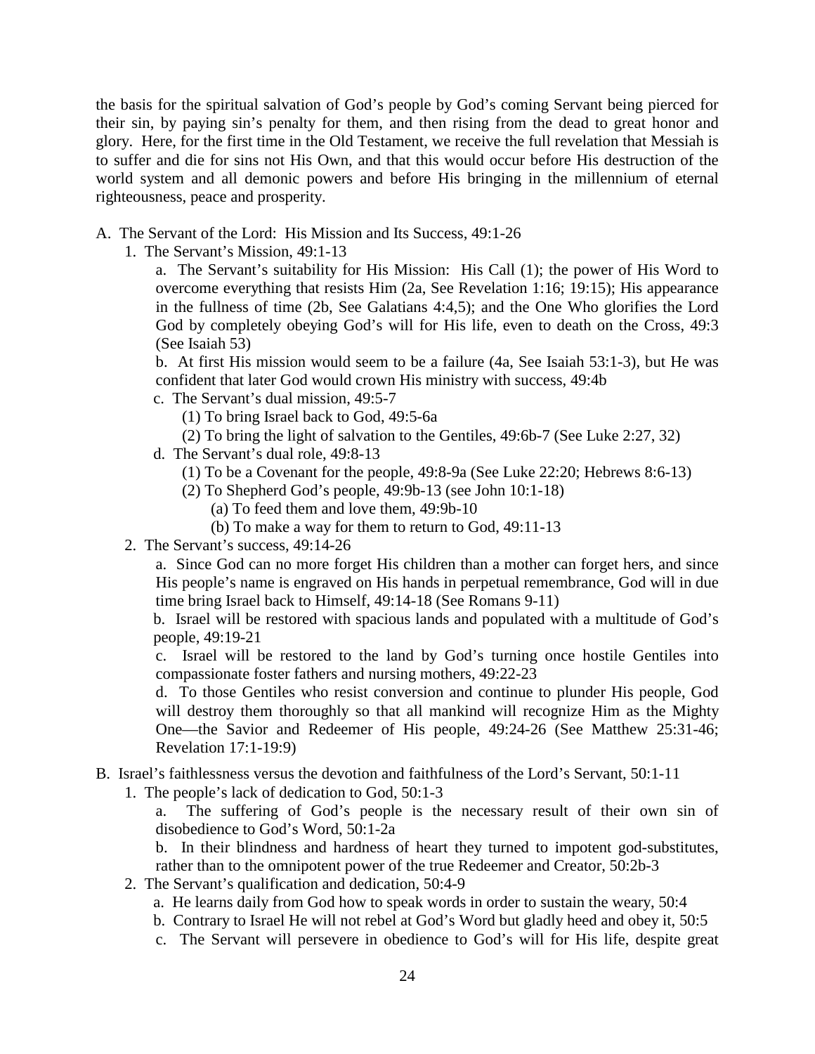the basis for the spiritual salvation of God's people by God's coming Servant being pierced for their sin, by paying sin's penalty for them, and then rising from the dead to great honor and glory. Here, for the first time in the Old Testament, we receive the full revelation that Messiah is to suffer and die for sins not His Own, and that this would occur before His destruction of the world system and all demonic powers and before His bringing in the millennium of eternal righteousness, peace and prosperity.

A. The Servant of the Lord: His Mission and Its Success, 49:1-26
   1. The Servant's Mission, 49:1-13
      a. The Servant's suitability for His Mission: His Call (1); the power of His Word to overcome everything that resists Him (2a, See Revelation 1:16; 19:15); His appearance in the fullness of time (2b, See Galatians 4:4,5); and the One Who glorifies the Lord God by completely obeying God's will for His life, even to death on the Cross, 49:3 (See Isaiah 53)
      b. At first His mission would seem to be a failure (4a, See Isaiah 53:1-3), but He was confident that later God would crown His ministry with success, 49:4b
      c. The Servant's dual mission, 49:5-7
         (1) To bring Israel back to God, 49:5-6a
         (2) To bring the light of salvation to the Gentiles, 49:6b-7 (See Luke 2:27, 32)
      d. The Servant's dual role, 49:8-13
         (1) To be a Covenant for the people, 49:8-9a (See Luke 22:20; Hebrews 8:6-13)
         (2) To Shepherd God's people, 49:9b-13 (see John 10:1-18)
            (a) To feed them and love them, 49:9b-10
            (b) To make a way for them to return to God, 49:11-13
   2. The Servant's success, 49:14-26
      a. Since God can no more forget His children than a mother can forget hers, and since His people's name is engraved on His hands in perpetual remembrance, God will in due time bring Israel back to Himself, 49:14-18 (See Romans 9-11)
      b. Israel will be restored with spacious lands and populated with a multitude of God's people, 49:19-21
      c. Israel will be restored to the land by God's turning once hostile Gentiles into compassionate foster fathers and nursing mothers, 49:22-23
      d. To those Gentiles who resist conversion and continue to plunder His people, God will destroy them thoroughly so that all mankind will recognize Him as the Mighty One—the Savior and Redeemer of His people, 49:24-26 (See Matthew 25:31-46; Revelation 17:1-19:9)

B. Israel's faithlessness versus the devotion and faithfulness of the Lord's Servant, 50:1-11
   1. The people's lack of dedication to God, 50:1-3
      a. The suffering of God's people is the necessary result of their own sin of disobedience to God's Word, 50:1-2a
      b. In their blindness and hardness of heart they turned to impotent god-substitutes, rather than to the omnipotent power of the true Redeemer and Creator, 50:2b-3
   2. The Servant's qualification and dedication, 50:4-9
      a. He learns daily from God how to speak words in order to sustain the weary, 50:4
      b. Contrary to Israel He will not rebel at God's Word but gladly heed and obey it, 50:5
      c. The Servant will persevere in obedience to God's will for His life, despite great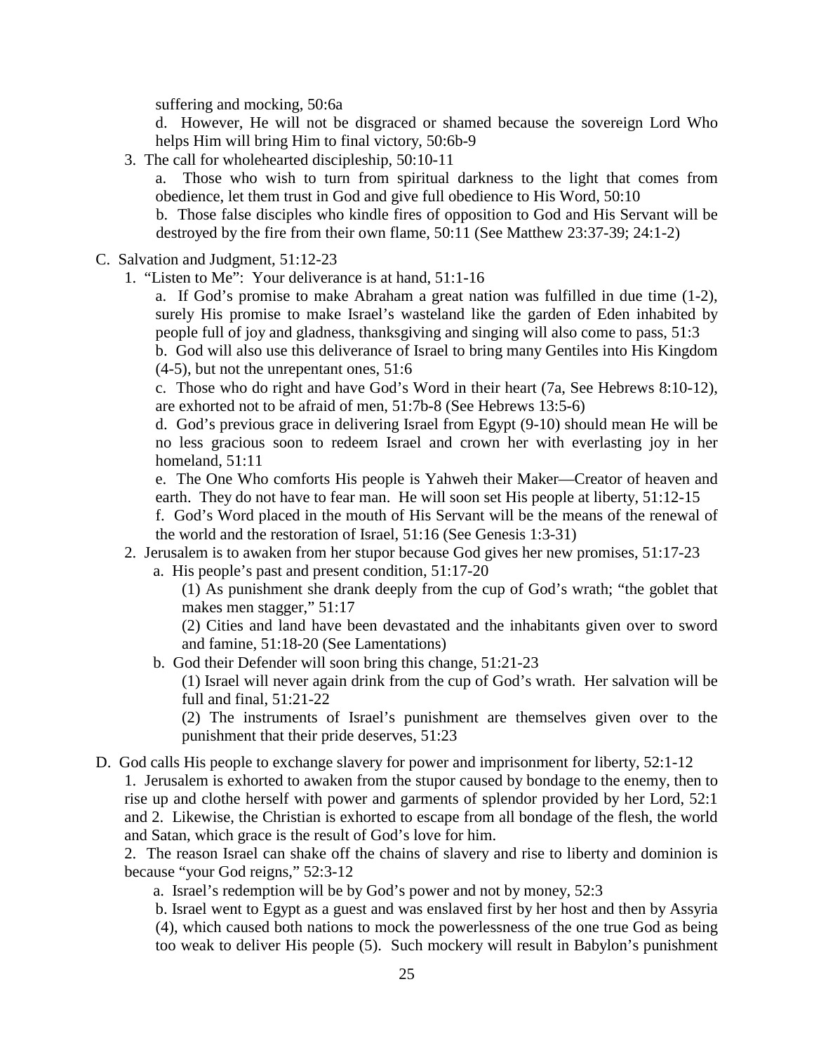suffering and mocking, 50:6a

d. However, He will not be disgraced or shamed because the sovereign Lord Who helps Him will bring Him to final victory, 50:6b-9

3. The call for wholehearted discipleship, 50:10-11

a. Those who wish to turn from spiritual darkness to the light that comes from obedience, let them trust in God and give full obedience to His Word, 50:10

b. Those false disciples who kindle fires of opposition to God and His Servant will be destroyed by the fire from their own flame, 50:11 (See Matthew 23:37-39; 24:1-2)

C. Salvation and Judgment, 51:12-23

1. "Listen to Me": Your deliverance is at hand, 51:1-16

a. If God's promise to make Abraham a great nation was fulfilled in due time (1-2), surely His promise to make Israel's wasteland like the garden of Eden inhabited by people full of joy and gladness, thanksgiving and singing will also come to pass, 51:3

b. God will also use this deliverance of Israel to bring many Gentiles into His Kingdom (4-5), but not the unrepentant ones, 51:6

c. Those who do right and have God's Word in their heart (7a, See Hebrews 8:10-12), are exhorted not to be afraid of men, 51:7b-8 (See Hebrews 13:5-6)

d. God's previous grace in delivering Israel from Egypt (9-10) should mean He will be no less gracious soon to redeem Israel and crown her with everlasting joy in her homeland, 51:11

e. The One Who comforts His people is Yahweh their Maker—Creator of heaven and earth. They do not have to fear man. He will soon set His people at liberty, 51:12-15

f. God's Word placed in the mouth of His Servant will be the means of the renewal of the world and the restoration of Israel, 51:16 (See Genesis 1:3-31)

2. Jerusalem is to awaken from her stupor because God gives her new promises, 51:17-23

a. His people's past and present condition, 51:17-20

(1) As punishment she drank deeply from the cup of God's wrath; "the goblet that makes men stagger," 51:17

(2) Cities and land have been devastated and the inhabitants given over to sword and famine, 51:18-20 (See Lamentations)

b. God their Defender will soon bring this change, 51:21-23

(1) Israel will never again drink from the cup of God's wrath. Her salvation will be full and final, 51:21-22

(2) The instruments of Israel's punishment are themselves given over to the punishment that their pride deserves, 51:23

D. God calls His people to exchange slavery for power and imprisonment for liberty, 52:1-12

1. Jerusalem is exhorted to awaken from the stupor caused by bondage to the enemy, then to rise up and clothe herself with power and garments of splendor provided by her Lord, 52:1 and 2. Likewise, the Christian is exhorted to escape from all bondage of the flesh, the world and Satan, which grace is the result of God's love for him.

2. The reason Israel can shake off the chains of slavery and rise to liberty and dominion is because "your God reigns," 52:3-12

a. Israel's redemption will be by God's power and not by money, 52:3

b. Israel went to Egypt as a guest and was enslaved first by her host and then by Assyria (4), which caused both nations to mock the powerlessness of the one true God as being too weak to deliver His people (5). Such mockery will result in Babylon's punishment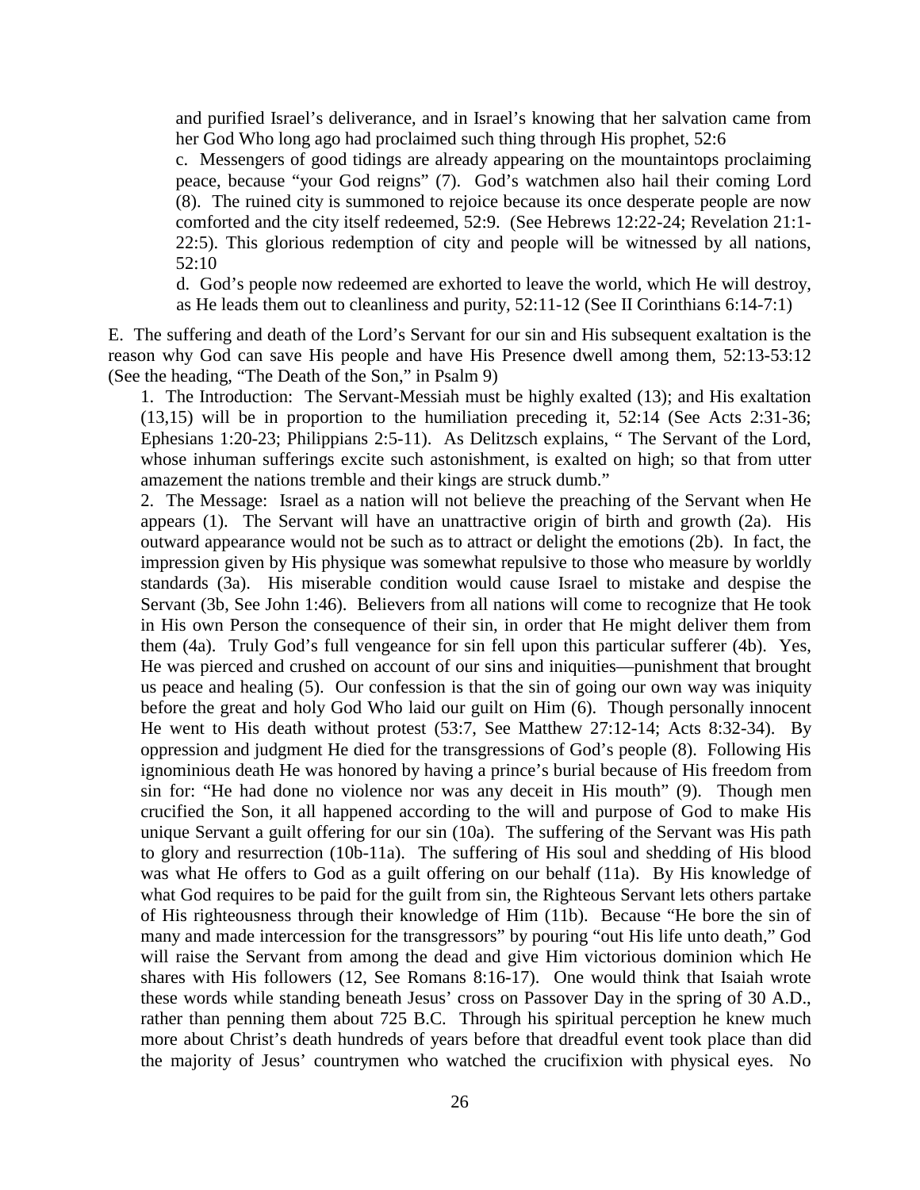and purified Israel's deliverance, and in Israel's knowing that her salvation came from her God Who long ago had proclaimed such thing through His prophet, 52:6

c. Messengers of good tidings are already appearing on the mountaintops proclaiming peace, because "your God reigns" (7). God's watchmen also hail their coming Lord (8). The ruined city is summoned to rejoice because its once desperate people are now comforted and the city itself redeemed, 52:9. (See Hebrews 12:22-24; Revelation 21:1-22:5). This glorious redemption of city and people will be witnessed by all nations, 52:10

d. God's people now redeemed are exhorted to leave the world, which He will destroy, as He leads them out to cleanliness and purity, 52:11-12 (See II Corinthians 6:14-7:1)

E. The suffering and death of the Lord's Servant for our sin and His subsequent exaltation is the reason why God can save His people and have His Presence dwell among them, 52:13-53:12 (See the heading, "The Death of the Son," in Psalm 9)

1. The Introduction: The Servant-Messiah must be highly exalted (13); and His exaltation (13,15) will be in proportion to the humiliation preceding it, 52:14 (See Acts 2:31-36; Ephesians 1:20-23; Philippians 2:5-11). As Delitzsch explains, " The Servant of the Lord, whose inhuman sufferings excite such astonishment, is exalted on high; so that from utter amazement the nations tremble and their kings are struck dumb."

2. The Message: Israel as a nation will not believe the preaching of the Servant when He appears (1). The Servant will have an unattractive origin of birth and growth (2a). His outward appearance would not be such as to attract or delight the emotions (2b). In fact, the impression given by His physique was somewhat repulsive to those who measure by worldly standards (3a). His miserable condition would cause Israel to mistake and despise the Servant (3b, See John 1:46). Believers from all nations will come to recognize that He took in His own Person the consequence of their sin, in order that He might deliver them from them (4a). Truly God's full vengeance for sin fell upon this particular sufferer (4b). Yes, He was pierced and crushed on account of our sins and iniquities—punishment that brought us peace and healing (5). Our confession is that the sin of going our own way was iniquity before the great and holy God Who laid our guilt on Him (6). Though personally innocent He went to His death without protest (53:7, See Matthew 27:12-14; Acts 8:32-34). By oppression and judgment He died for the transgressions of God's people (8). Following His ignominious death He was honored by having a prince's burial because of His freedom from sin for: "He had done no violence nor was any deceit in His mouth" (9). Though men crucified the Son, it all happened according to the will and purpose of God to make His unique Servant a guilt offering for our sin (10a). The suffering of the Servant was His path to glory and resurrection (10b-11a). The suffering of His soul and shedding of His blood was what He offers to God as a guilt offering on our behalf (11a). By His knowledge of what God requires to be paid for the guilt from sin, the Righteous Servant lets others partake of His righteousness through their knowledge of Him (11b). Because "He bore the sin of many and made intercession for the transgressors" by pouring "out His life unto death," God will raise the Servant from among the dead and give Him victorious dominion which He shares with His followers (12, See Romans 8:16-17). One would think that Isaiah wrote these words while standing beneath Jesus' cross on Passover Day in the spring of 30 A.D., rather than penning them about 725 B.C. Through his spiritual perception he knew much more about Christ's death hundreds of years before that dreadful event took place than did the majority of Jesus' countrymen who watched the crucifixion with physical eyes. No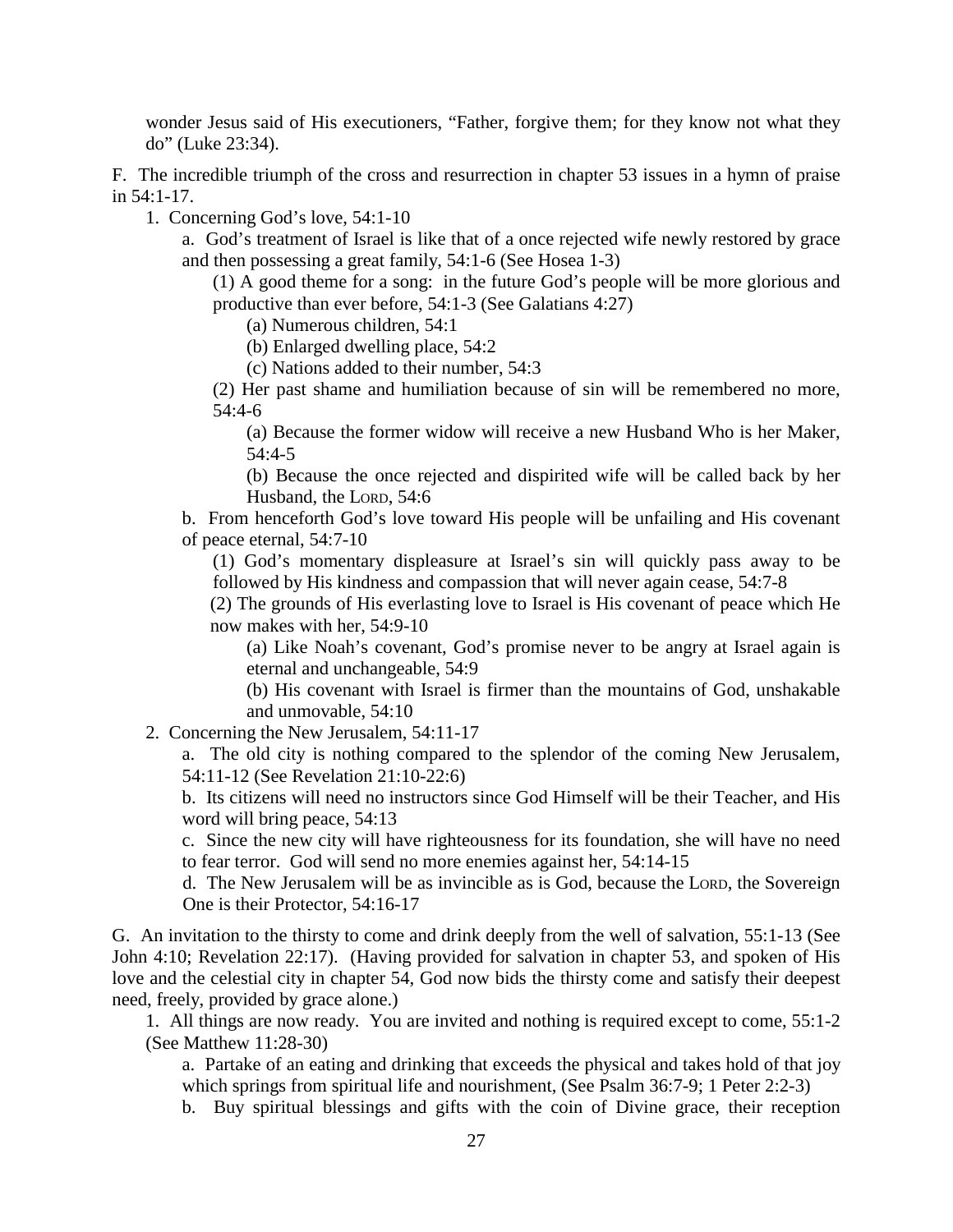wonder Jesus said of His executioners, "Father, forgive them; for they know not what they do" (Luke 23:34).

F. The incredible triumph of the cross and resurrection in chapter 53 issues in a hymn of praise in 54:1-17.

1. Concerning God's love, 54:1-10

   a. God's treatment of Israel is like that of a once rejected wife newly restored by grace and then possessing a great family, 54:1-6 (See Hosea 1-3)

      (1) A good theme for a song: in the future God's people will be more glorious and productive than ever before, 54:1-3 (See Galatians 4:27)

         (a) Numerous children, 54:1

         (b) Enlarged dwelling place, 54:2

         (c) Nations added to their number, 54:3

      (2) Her past shame and humiliation because of sin will be remembered no more, 54:4-6

         (a) Because the former widow will receive a new Husband Who is her Maker, 54:4-5

         (b) Because the once rejected and dispirited wife will be called back by her Husband, the LORD, 54:6

   b. From henceforth God's love toward His people will be unfailing and His covenant of peace eternal, 54:7-10

      (1) God's momentary displeasure at Israel's sin will quickly pass away to be followed by His kindness and compassion that will never again cease, 54:7-8

      (2) The grounds of His everlasting love to Israel is His covenant of peace which He now makes with her, 54:9-10

         (a) Like Noah's covenant, God's promise never to be angry at Israel again is eternal and unchangeable, 54:9

         (b) His covenant with Israel is firmer than the mountains of God, unshakable and unmovable, 54:10

2. Concerning the New Jerusalem, 54:11-17

   a. The old city is nothing compared to the splendor of the coming New Jerusalem, 54:11-12 (See Revelation 21:10-22:6)

   b. Its citizens will need no instructors since God Himself will be their Teacher, and His word will bring peace, 54:13

   c. Since the new city will have righteousness for its foundation, she will have no need to fear terror. God will send no more enemies against her, 54:14-15

   d. The New Jerusalem will be as invincible as is God, because the LORD, the Sovereign One is their Protector, 54:16-17

G. An invitation to the thirsty to come and drink deeply from the well of salvation, 55:1-13 (See John 4:10; Revelation 22:17). (Having provided for salvation in chapter 53, and spoken of His love and the celestial city in chapter 54, God now bids the thirsty come and satisfy their deepest need, freely, provided by grace alone.)

1. All things are now ready. You are invited and nothing is required except to come, 55:1-2 (See Matthew 11:28-30)

   a. Partake of an eating and drinking that exceeds the physical and takes hold of that joy which springs from spiritual life and nourishment, (See Psalm 36:7-9; 1 Peter 2:2-3)

   b. Buy spiritual blessings and gifts with the coin of Divine grace, their reception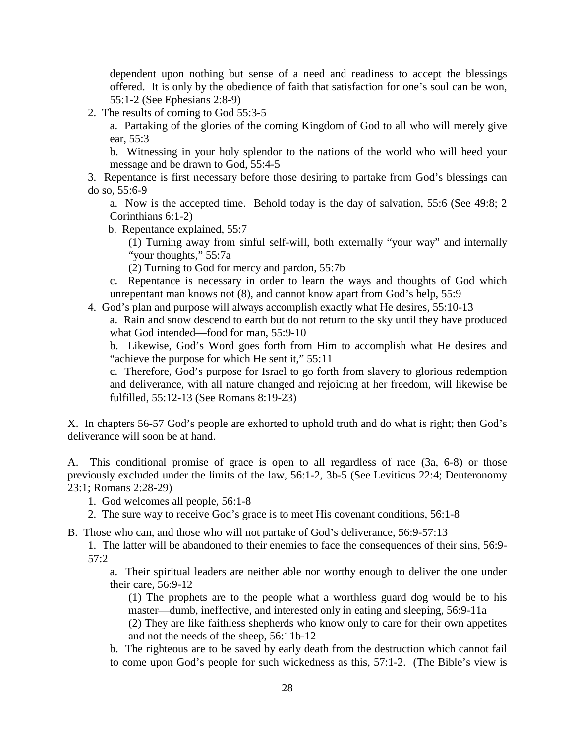dependent upon nothing but sense of a need and readiness to accept the blessings offered. It is only by the obedience of faith that satisfaction for one's soul can be won, 55:1-2 (See Ephesians 2:8-9)

2. The results of coming to God 55:3-5

   a. Partaking of the glories of the coming Kingdom of God to all who will merely give ear, 55:3

   b. Witnessing in your holy splendor to the nations of the world who will heed your message and be drawn to God, 55:4-5

3. Repentance is first necessary before those desiring to partake from God's blessings can do so, 55:6-9

   a. Now is the accepted time. Behold today is the day of salvation, 55:6 (See 49:8; 2 Corinthians 6:1-2)

   b. Repentance explained, 55:7

      (1) Turning away from sinful self-will, both externally "your way" and internally "your thoughts," 55:7a

      (2) Turning to God for mercy and pardon, 55:7b

   c. Repentance is necessary in order to learn the ways and thoughts of God which unrepentant man knows not (8), and cannot know apart from God's help, 55:9

4. God's plan and purpose will always accomplish exactly what He desires, 55:10-13

   a. Rain and snow descend to earth but do not return to the sky until they have produced what God intended—food for man, 55:9-10

   b. Likewise, God's Word goes forth from Him to accomplish what He desires and "achieve the purpose for which He sent it," 55:11

   c. Therefore, God's purpose for Israel to go forth from slavery to glorious redemption and deliverance, with all nature changed and rejoicing at her freedom, will likewise be fulfilled, 55:12-13 (See Romans 8:19-23)

X. In chapters 56-57 God's people are exhorted to uphold truth and do what is right; then God's deliverance will soon be at hand.

A. This conditional promise of grace is open to all regardless of race (3a, 6-8) or those previously excluded under the limits of the law, 56:1-2, 3b-5 (See Leviticus 22:4; Deuteronomy 23:1; Romans 2:28-29)

1. God welcomes all people, 56:1-8
2. The sure way to receive God's grace is to meet His covenant conditions, 56:1-8

B. Those who can, and those who will not partake of God's deliverance, 56:9-57:13

1. The latter will be abandoned to their enemies to face the consequences of their sins, 56:9-57:2

   a. Their spiritual leaders are neither able nor worthy enough to deliver the one under their care, 56:9-12

      (1) The prophets are to the people what a worthless guard dog would be to his master—dumb, ineffective, and interested only in eating and sleeping, 56:9-11a

      (2) They are like faithless shepherds who know only to care for their own appetites and not the needs of the sheep, 56:11b-12

   b. The righteous are to be saved by early death from the destruction which cannot fail to come upon God's people for such wickedness as this, 57:1-2. (The Bible's view is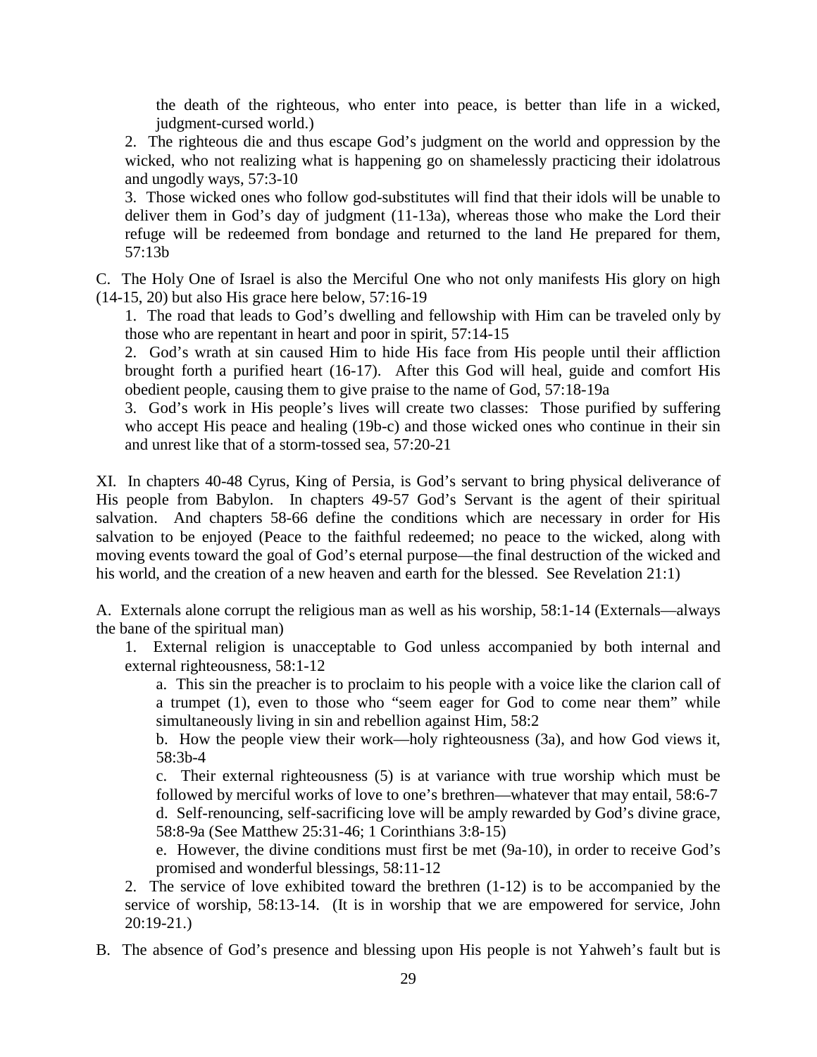the death of the righteous, who enter into peace, is better than life in a wicked, judgment-cursed world.)

2. The righteous die and thus escape God's judgment on the world and oppression by the wicked, who not realizing what is happening go on shamelessly practicing their idolatrous and ungodly ways, 57:3-10

3. Those wicked ones who follow god-substitutes will find that their idols will be unable to deliver them in God's day of judgment (11-13a), whereas those who make the Lord their refuge will be redeemed from bondage and returned to the land He prepared for them, 57:13b

C. The Holy One of Israel is also the Merciful One who not only manifests His glory on high (14-15, 20) but also His grace here below, 57:16-19

1. The road that leads to God's dwelling and fellowship with Him can be traveled only by those who are repentant in heart and poor in spirit, 57:14-15

2. God's wrath at sin caused Him to hide His face from His people until their affliction brought forth a purified heart (16-17). After this God will heal, guide and comfort His obedient people, causing them to give praise to the name of God, 57:18-19a

3. God's work in His people's lives will create two classes: Those purified by suffering who accept His peace and healing (19b-c) and those wicked ones who continue in their sin and unrest like that of a storm-tossed sea, 57:20-21

XI. In chapters 40-48 Cyrus, King of Persia, is God's servant to bring physical deliverance of His people from Babylon. In chapters 49-57 God's Servant is the agent of their spiritual salvation. And chapters 58-66 define the conditions which are necessary in order for His salvation to be enjoyed (Peace to the faithful redeemed; no peace to the wicked, along with moving events toward the goal of God's eternal purpose—the final destruction of the wicked and his world, and the creation of a new heaven and earth for the blessed. See Revelation 21:1)

A. Externals alone corrupt the religious man as well as his worship, 58:1-14 (Externals—always the bane of the spiritual man)

1. External religion is unacceptable to God unless accompanied by both internal and external righteousness, 58:1-12

a. This sin the preacher is to proclaim to his people with a voice like the clarion call of a trumpet (1), even to those who "seem eager for God to come near them" while simultaneously living in sin and rebellion against Him, 58:2

b. How the people view their work—holy righteousness (3a), and how God views it, 58:3b-4

c. Their external righteousness (5) is at variance with true worship which must be followed by merciful works of love to one's brethren—whatever that may entail, 58:6-7

d. Self-renouncing, self-sacrificing love will be amply rewarded by God's divine grace, 58:8-9a (See Matthew 25:31-46; 1 Corinthians 3:8-15)

e. However, the divine conditions must first be met (9a-10), in order to receive God's promised and wonderful blessings, 58:11-12

2. The service of love exhibited toward the brethren (1-12) is to be accompanied by the service of worship, 58:13-14. (It is in worship that we are empowered for service, John 20:19-21.)

B. The absence of God's presence and blessing upon His people is not Yahweh's fault but is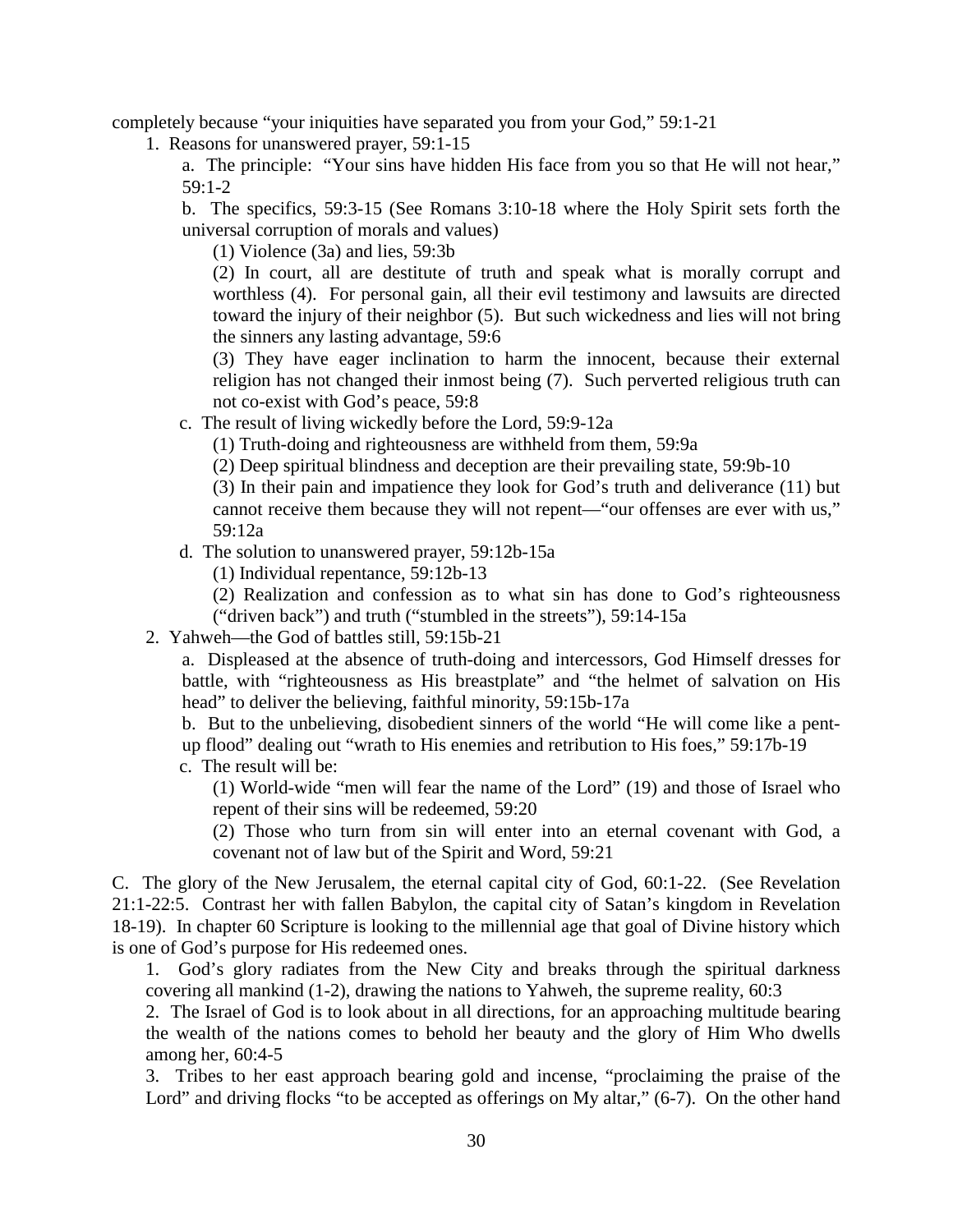completely because "your iniquities have separated you from your God," 59:1-21

1. Reasons for unanswered prayer, 59:1-15

   a. The principle: "Your sins have hidden His face from you so that He will not hear," 59:1-2

   b. The specifics, 59:3-15 (See Romans 3:10-18 where the Holy Spirit sets forth the universal corruption of morals and values)

      (1) Violence (3a) and lies, 59:3b

      (2) In court, all are destitute of truth and speak what is morally corrupt and worthless (4). For personal gain, all their evil testimony and lawsuits are directed toward the injury of their neighbor (5). But such wickedness and lies will not bring the sinners any lasting advantage, 59:6

      (3) They have eager inclination to harm the innocent, because their external religion has not changed their inmost being (7). Such perverted religious truth can not co-exist with God's peace, 59:8

   c. The result of living wickedly before the Lord, 59:9-12a

      (1) Truth-doing and righteousness are withheld from them, 59:9a

      (2) Deep spiritual blindness and deception are their prevailing state, 59:9b-10

      (3) In their pain and impatience they look for God's truth and deliverance (11) but cannot receive them because they will not repent—"our offenses are ever with us," 59:12a

   d. The solution to unanswered prayer, 59:12b-15a

      (1) Individual repentance, 59:12b-13

      (2) Realization and confession as to what sin has done to God's righteousness ("driven back") and truth ("stumbled in the streets"), 59:14-15a

2. Yahweh—the God of battles still, 59:15b-21

   a. Displeased at the absence of truth-doing and intercessors, God Himself dresses for battle, with "righteousness as His breastplate" and "the helmet of salvation on His head" to deliver the believing, faithful minority, 59:15b-17a

   b. But to the unbelieving, disobedient sinners of the world "He will come like a pent-up flood" dealing out "wrath to His enemies and retribution to His foes," 59:17b-19

   c. The result will be:

      (1) World-wide "men will fear the name of the Lord" (19) and those of Israel who repent of their sins will be redeemed, 59:20

      (2) Those who turn from sin will enter into an eternal covenant with God, a covenant not of law but of the Spirit and Word, 59:21

C. The glory of the New Jerusalem, the eternal capital city of God, 60:1-22. (See Revelation 21:1-22:5. Contrast her with fallen Babylon, the capital city of Satan's kingdom in Revelation 18-19). In chapter 60 Scripture is looking to the millennial age that goal of Divine history which is one of God's purpose for His redeemed ones.

1. God's glory radiates from the New City and breaks through the spiritual darkness covering all mankind (1-2), drawing the nations to Yahweh, the supreme reality, 60:3

2. The Israel of God is to look about in all directions, for an approaching multitude bearing the wealth of the nations comes to behold her beauty and the glory of Him Who dwells among her, 60:4-5

3. Tribes to her east approach bearing gold and incense, "proclaiming the praise of the Lord" and driving flocks "to be accepted as offerings on My altar," (6-7). On the other hand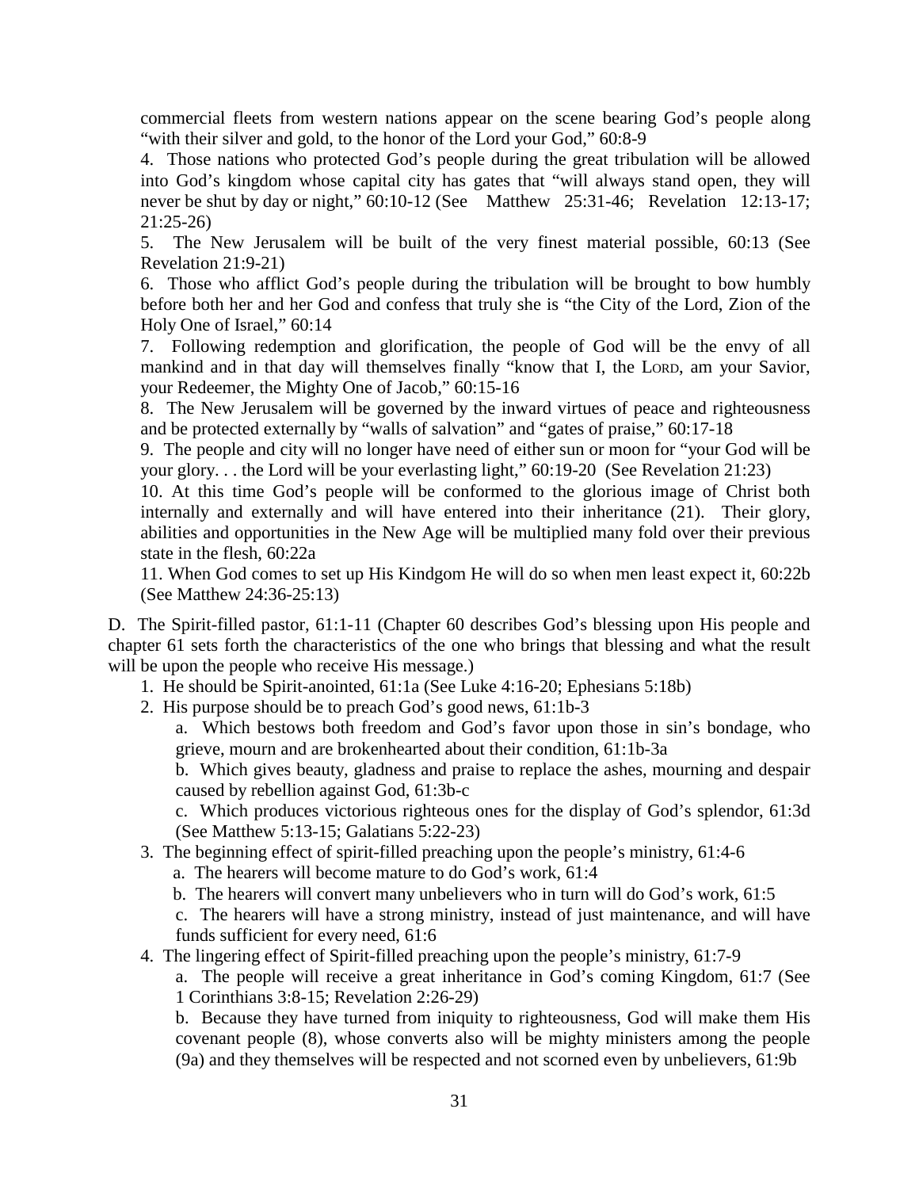commercial fleets from western nations appear on the scene bearing God's people along "with their silver and gold, to the honor of the Lord your God," 60:8-9

4. Those nations who protected God's people during the great tribulation will be allowed into God's kingdom whose capital city has gates that "will always stand open, they will never be shut by day or night," 60:10-12 (See Matthew 25:31-46; Revelation 12:13-17; 21:25-26)

5. The New Jerusalem will be built of the very finest material possible, 60:13 (See Revelation 21:9-21)

6. Those who afflict God's people during the tribulation will be brought to bow humbly before both her and her God and confess that truly she is "the City of the Lord, Zion of the Holy One of Israel," 60:14

7. Following redemption and glorification, the people of God will be the envy of all mankind and in that day will themselves finally "know that I, the LORD, am your Savior, your Redeemer, the Mighty One of Jacob," 60:15-16

8. The New Jerusalem will be governed by the inward virtues of peace and righteousness and be protected externally by "walls of salvation" and "gates of praise," 60:17-18

9. The people and city will no longer have need of either sun or moon for "your God will be your glory. . . the Lord will be your everlasting light," 60:19-20 (See Revelation 21:23)

10. At this time God's people will be conformed to the glorious image of Christ both internally and externally and will have entered into their inheritance (21). Their glory, abilities and opportunities in the New Age will be multiplied many fold over their previous state in the flesh, 60:22a

11. When God comes to set up His Kindgom He will do so when men least expect it, 60:22b (See Matthew 24:36-25:13)

D. The Spirit-filled pastor, 61:1-11 (Chapter 60 describes God's blessing upon His people and chapter 61 sets forth the characteristics of the one who brings that blessing and what the result will be upon the people who receive His message.)

1. He should be Spirit-anointed, 61:1a (See Luke 4:16-20; Ephesians 5:18b)
2. His purpose should be to preach God's good news, 61:1b-3
   a. Which bestows both freedom and God's favor upon those in sin's bondage, who grieve, mourn and are brokenhearted about their condition, 61:1b-3a
   b. Which gives beauty, gladness and praise to replace the ashes, mourning and despair caused by rebellion against God, 61:3b-c
   c. Which produces victorious righteous ones for the display of God's splendor, 61:3d (See Matthew 5:13-15; Galatians 5:22-23)
3. The beginning effect of spirit-filled preaching upon the people's ministry, 61:4-6
   a. The hearers will become mature to do God's work, 61:4
   b. The hearers will convert many unbelievers who in turn will do God's work, 61:5
   c. The hearers will have a strong ministry, instead of just maintenance, and will have funds sufficient for every need, 61:6
4. The lingering effect of Spirit-filled preaching upon the people's ministry, 61:7-9
   a. The people will receive a great inheritance in God's coming Kingdom, 61:7 (See 1 Corinthians 3:8-15; Revelation 2:26-29)
   b. Because they have turned from iniquity to righteousness, God will make them His covenant people (8), whose converts also will be mighty ministers among the people (9a) and they themselves will be respected and not scorned even by unbelievers, 61:9b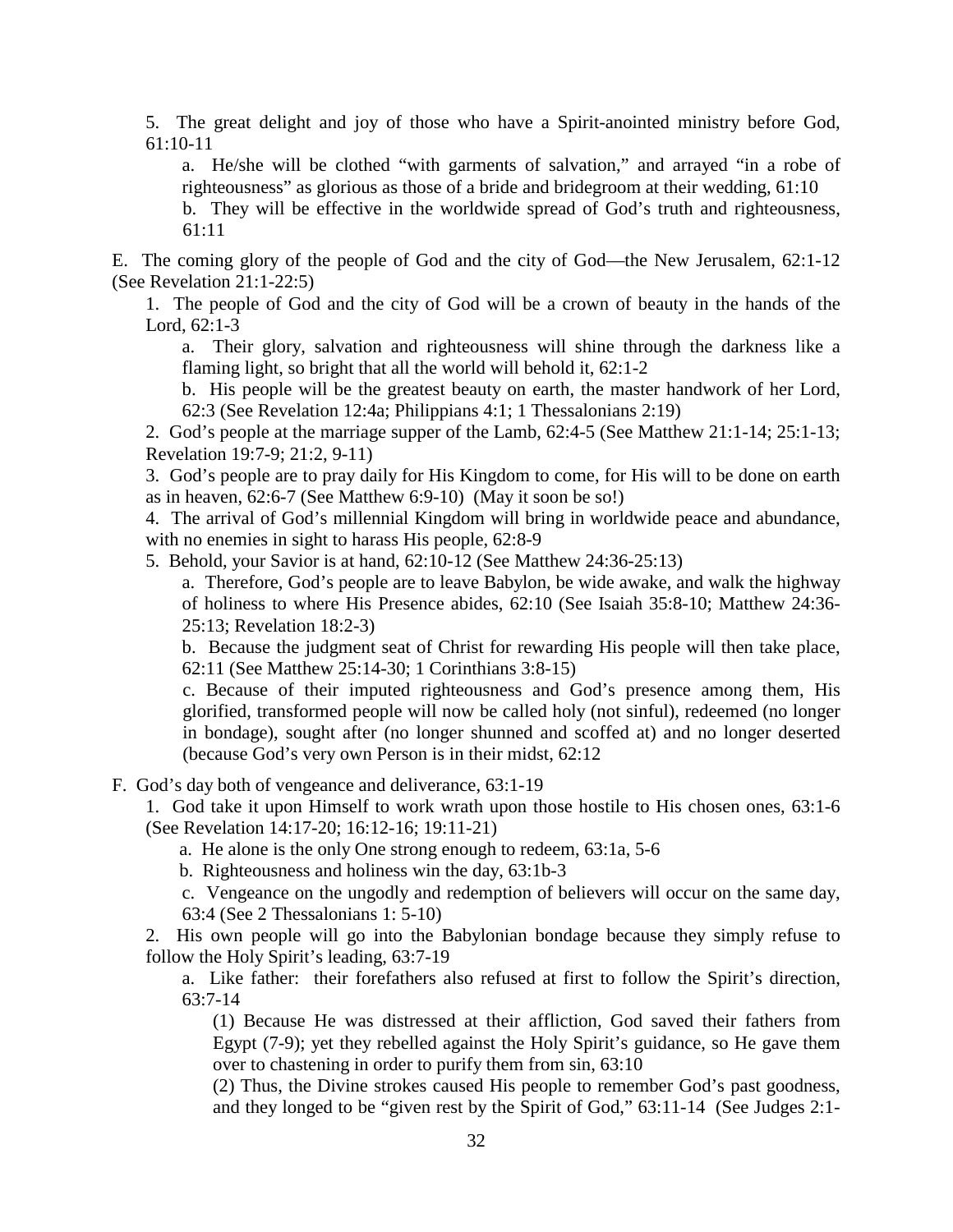5. The great delight and joy of those who have a Spirit-anointed ministry before God, 61:10-11

a. He/she will be clothed "with garments of salvation," and arrayed "in a robe of righteousness" as glorious as those of a bride and bridegroom at their wedding, 61:10

b. They will be effective in the worldwide spread of God's truth and righteousness, 61:11

E. The coming glory of the people of God and the city of God—the New Jerusalem, 62:1-12 (See Revelation 21:1-22:5)

1. The people of God and the city of God will be a crown of beauty in the hands of the Lord, 62:1-3

a. Their glory, salvation and righteousness will shine through the darkness like a flaming light, so bright that all the world will behold it, 62:1-2

b. His people will be the greatest beauty on earth, the master handwork of her Lord, 62:3 (See Revelation 12:4a; Philippians 4:1; 1 Thessalonians 2:19)

2. God's people at the marriage supper of the Lamb, 62:4-5 (See Matthew 21:1-14; 25:1-13; Revelation 19:7-9; 21:2, 9-11)

3. God's people are to pray daily for His Kingdom to come, for His will to be done on earth as in heaven, 62:6-7 (See Matthew 6:9-10) (May it soon be so!)

4. The arrival of God's millennial Kingdom will bring in worldwide peace and abundance, with no enemies in sight to harass His people, 62:8-9

5. Behold, your Savior is at hand, 62:10-12 (See Matthew 24:36-25:13)

a. Therefore, God's people are to leave Babylon, be wide awake, and walk the highway of holiness to where His Presence abides, 62:10 (See Isaiah 35:8-10; Matthew 24:36-25:13; Revelation 18:2-3)

b. Because the judgment seat of Christ for rewarding His people will then take place, 62:11 (See Matthew 25:14-30; 1 Corinthians 3:8-15)

c. Because of their imputed righteousness and God's presence among them, His glorified, transformed people will now be called holy (not sinful), redeemed (no longer in bondage), sought after (no longer shunned and scoffed at) and no longer deserted (because God's very own Person is in their midst, 62:12

F. God's day both of vengeance and deliverance, 63:1-19

1. God take it upon Himself to work wrath upon those hostile to His chosen ones, 63:1-6 (See Revelation 14:17-20; 16:12-16; 19:11-21)

a. He alone is the only One strong enough to redeem, 63:1a, 5-6

b. Righteousness and holiness win the day, 63:1b-3

c. Vengeance on the ungodly and redemption of believers will occur on the same day, 63:4 (See 2 Thessalonians 1: 5-10)

2. His own people will go into the Babylonian bondage because they simply refuse to follow the Holy Spirit's leading, 63:7-19

a. Like father: their forefathers also refused at first to follow the Spirit's direction, 63:7-14

(1) Because He was distressed at their affliction, God saved their fathers from Egypt (7-9); yet they rebelled against the Holy Spirit's guidance, so He gave them over to chastening in order to purify them from sin, 63:10

(2) Thus, the Divine strokes caused His people to remember God's past goodness, and they longed to be "given rest by the Spirit of God," 63:11-14 (See Judges 2:1-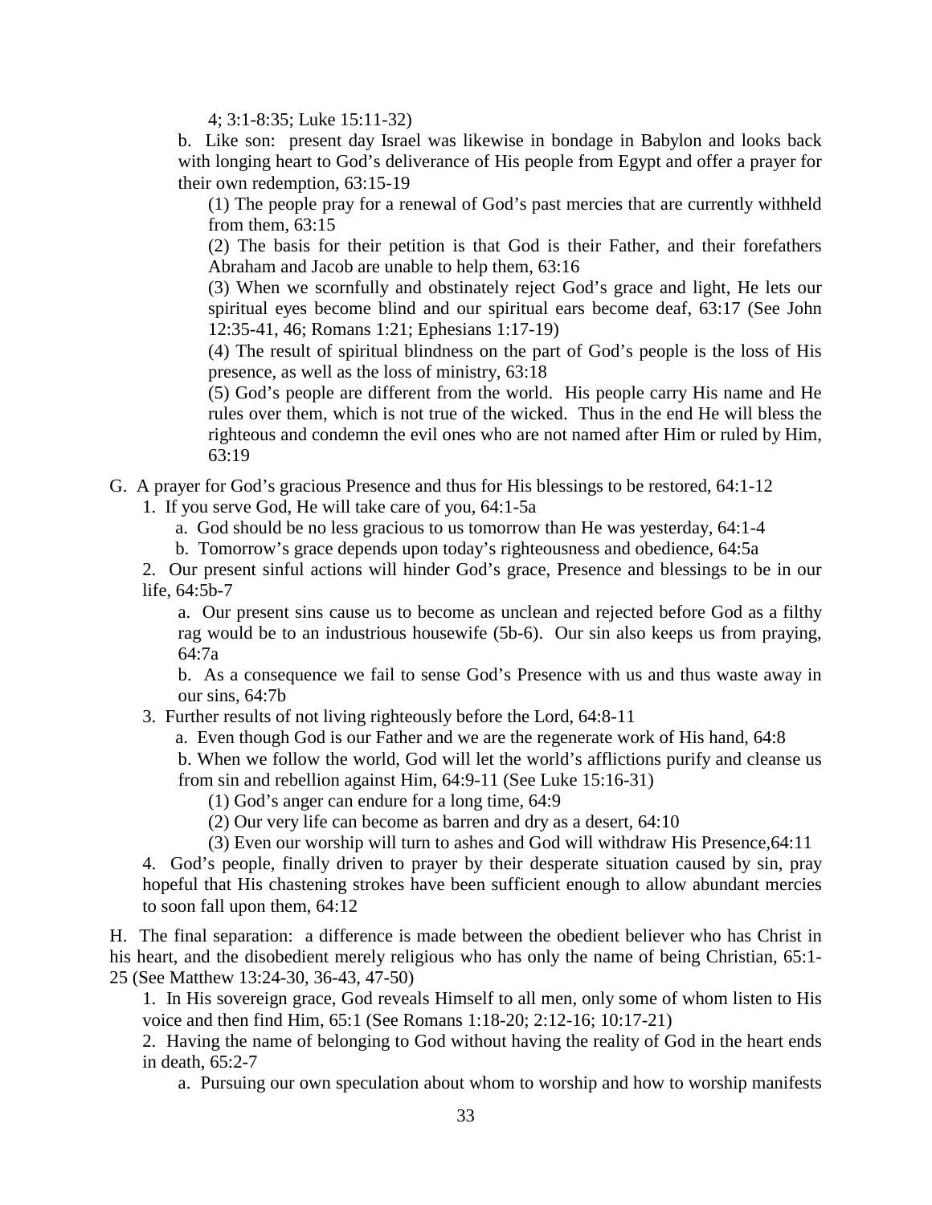4; 3:1-8:35; Luke 15:11-32)

b. Like son: present day Israel was likewise in bondage in Babylon and looks back with longing heart to God's deliverance of His people from Egypt and offer a prayer for their own redemption, 63:15-19

(1) The people pray for a renewal of God's past mercies that are currently withheld from them, 63:15

(2) The basis for their petition is that God is their Father, and their forefathers Abraham and Jacob are unable to help them, 63:16

(3) When we scornfully and obstinately reject God's grace and light, He lets our spiritual eyes become blind and our spiritual ears become deaf, 63:17 (See John 12:35-41, 46; Romans 1:21; Ephesians 1:17-19)

(4) The result of spiritual blindness on the part of God's people is the loss of His presence, as well as the loss of ministry, 63:18

(5) God's people are different from the world. His people carry His name and He rules over them, which is not true of the wicked. Thus in the end He will bless the righteous and condemn the evil ones who are not named after Him or ruled by Him, 63:19

G. A prayer for God's gracious Presence and thus for His blessings to be restored, 64:1-12

1. If you serve God, He will take care of you, 64:1-5a

a. God should be no less gracious to us tomorrow than He was yesterday, 64:1-4

b. Tomorrow's grace depends upon today's righteousness and obedience, 64:5a

2. Our present sinful actions will hinder God's grace, Presence and blessings to be in our life, 64:5b-7

a. Our present sins cause us to become as unclean and rejected before God as a filthy rag would be to an industrious housewife (5b-6). Our sin also keeps us from praying, 64:7a

b. As a consequence we fail to sense God's Presence with us and thus waste away in our sins, 64:7b

3. Further results of not living righteously before the Lord, 64:8-11

a. Even though God is our Father and we are the regenerate work of His hand, 64:8

b. When we follow the world, God will let the world's afflictions purify and cleanse us from sin and rebellion against Him, 64:9-11 (See Luke 15:16-31)

(1) God's anger can endure for a long time, 64:9

(2) Our very life can become as barren and dry as a desert, 64:10

(3) Even our worship will turn to ashes and God will withdraw His Presence,64:11

4. God's people, finally driven to prayer by their desperate situation caused by sin, pray hopeful that His chastening strokes have been sufficient enough to allow abundant mercies to soon fall upon them, 64:12

H. The final separation: a difference is made between the obedient believer who has Christ in his heart, and the disobedient merely religious who has only the name of being Christian, 65:1-25 (See Matthew 13:24-30, 36-43, 47-50)

1. In His sovereign grace, God reveals Himself to all men, only some of whom listen to His voice and then find Him, 65:1 (See Romans 1:18-20; 2:12-16; 10:17-21)

2. Having the name of belonging to God without having the reality of God in the heart ends in death, 65:2-7

a. Pursuing our own speculation about whom to worship and how to worship manifests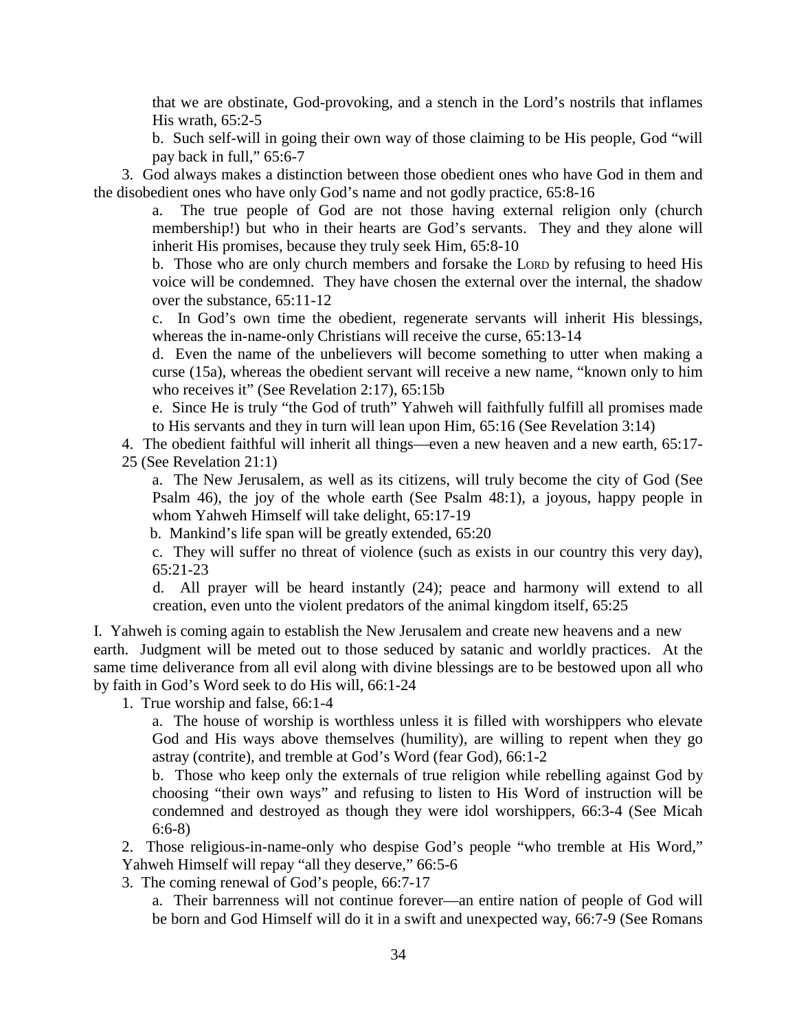that we are obstinate, God-provoking, and a stench in the Lord's nostrils that inflames His wrath, 65:2-5

b. Such self-will in going their own way of those claiming to be His people, God "will pay back in full," 65:6-7

3. God always makes a distinction between those obedient ones who have God in them and the disobedient ones who have only God's name and not godly practice, 65:8-16

a. The true people of God are not those having external religion only (church membership!) but who in their hearts are God's servants. They and they alone will inherit His promises, because they truly seek Him, 65:8-10

b. Those who are only church members and forsake the LORD by refusing to heed His voice will be condemned. They have chosen the external over the internal, the shadow over the substance, 65:11-12

c. In God's own time the obedient, regenerate servants will inherit His blessings, whereas the in-name-only Christians will receive the curse, 65:13-14

d. Even the name of the unbelievers will become something to utter when making a curse (15a), whereas the obedient servant will receive a new name, "known only to him who receives it" (See Revelation 2:17), 65:15b

e. Since He is truly "the God of truth" Yahweh will faithfully fulfill all promises made to His servants and they in turn will lean upon Him, 65:16 (See Revelation 3:14)

4. The obedient faithful will inherit all things—even a new heaven and a new earth, 65:17-25 (See Revelation 21:1)

a. The New Jerusalem, as well as its citizens, will truly become the city of God (See Psalm 46), the joy of the whole earth (See Psalm 48:1), a joyous, happy people in whom Yahweh Himself will take delight, 65:17-19

b. Mankind's life span will be greatly extended, 65:20

c. They will suffer no threat of violence (such as exists in our country this very day), 65:21-23

d. All prayer will be heard instantly (24); peace and harmony will extend to all creation, even unto the violent predators of the animal kingdom itself, 65:25

I. Yahweh is coming again to establish the New Jerusalem and create new heavens and a new earth. Judgment will be meted out to those seduced by satanic and worldly practices. At the same time deliverance from all evil along with divine blessings are to be bestowed upon all who by faith in God's Word seek to do His will, 66:1-24

1. True worship and false, 66:1-4

a. The house of worship is worthless unless it is filled with worshippers who elevate God and His ways above themselves (humility), are willing to repent when they go astray (contrite), and tremble at God's Word (fear God), 66:1-2

b. Those who keep only the externals of true religion while rebelling against God by choosing "their own ways" and refusing to listen to His Word of instruction will be condemned and destroyed as though they were idol worshippers, 66:3-4 (See Micah 6:6-8)

2. Those religious-in-name-only who despise God's people "who tremble at His Word," Yahweh Himself will repay "all they deserve," 66:5-6

3. The coming renewal of God's people, 66:7-17

a. Their barrenness will not continue forever—an entire nation of people of God will be born and God Himself will do it in a swift and unexpected way, 66:7-9 (See Romans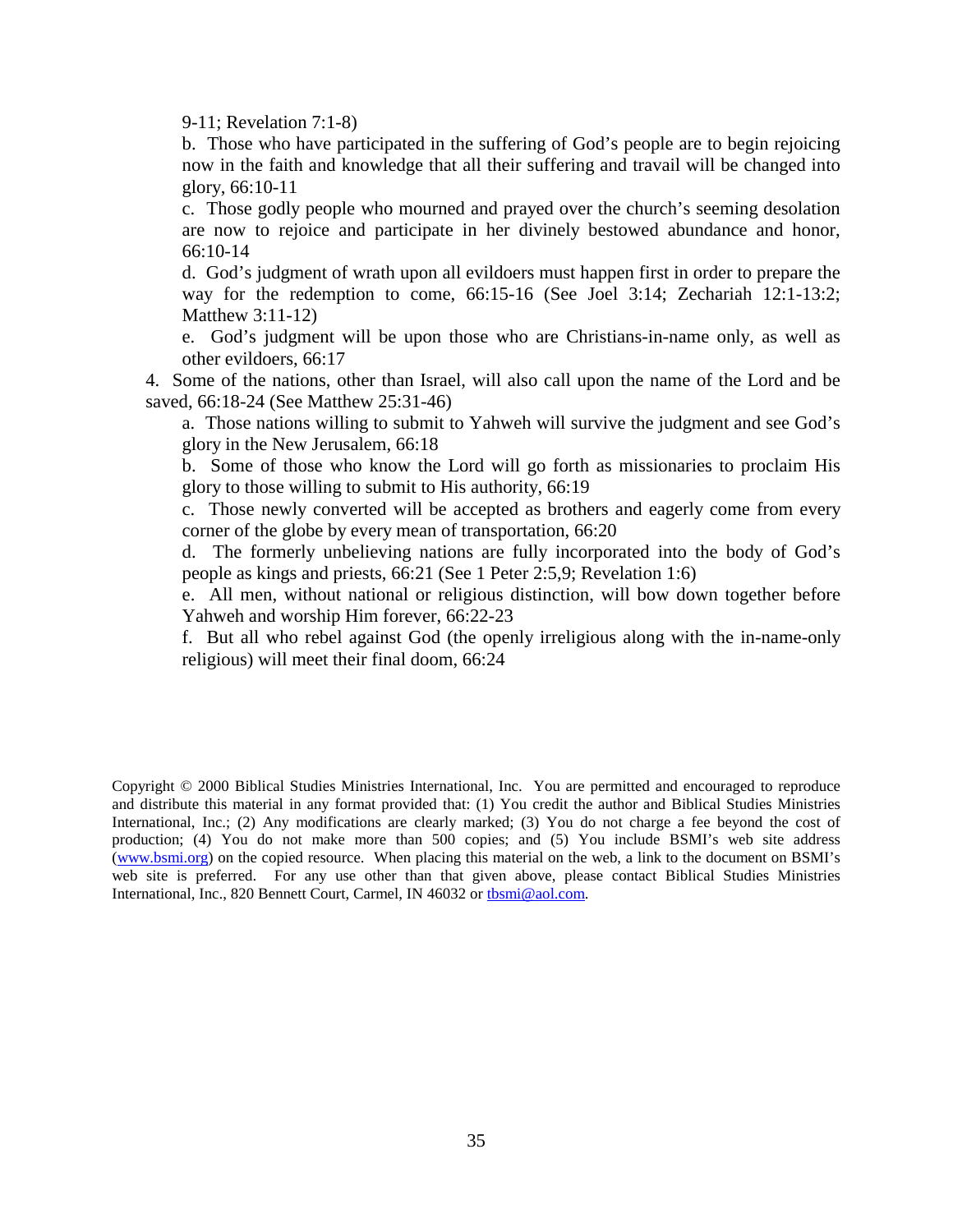9-11; Revelation 7:1-8)

b. Those who have participated in the suffering of God's people are to begin rejoicing now in the faith and knowledge that all their suffering and travail will be changed into glory, 66:10-11

c. Those godly people who mourned and prayed over the church's seeming desolation are now to rejoice and participate in her divinely bestowed abundance and honor, 66:10-14

d. God's judgment of wrath upon all evildoers must happen first in order to prepare the way for the redemption to come, 66:15-16 (See Joel 3:14; Zechariah 12:1-13:2; Matthew 3:11-12)

e. God's judgment will be upon those who are Christians-in-name only, as well as other evildoers, 66:17

4. Some of the nations, other than Israel, will also call upon the name of the Lord and be saved, 66:18-24 (See Matthew 25:31-46)

a. Those nations willing to submit to Yahweh will survive the judgment and see God's glory in the New Jerusalem, 66:18

b. Some of those who know the Lord will go forth as missionaries to proclaim His glory to those willing to submit to His authority, 66:19

c. Those newly converted will be accepted as brothers and eagerly come from every corner of the globe by every mean of transportation, 66:20

d. The formerly unbelieving nations are fully incorporated into the body of God's people as kings and priests, 66:21 (See 1 Peter 2:5,9; Revelation 1:6)

e. All men, without national or religious distinction, will bow down together before Yahweh and worship Him forever, 66:22-23

f. But all who rebel against God (the openly irreligious along with the in-name-only religious) will meet their final doom, 66:24

Copyright © 2000 Biblical Studies Ministries International, Inc. You are permitted and encouraged to reproduce and distribute this material in any format provided that: (1) You credit the author and Biblical Studies Ministries International, Inc.; (2) Any modifications are clearly marked; (3) You do not charge a fee beyond the cost of production; (4) You do not make more than 500 copies; and (5) You include BSMI's web site address (www.bsmi.org) on the copied resource. When placing this material on the web, a link to the document on BSMI's web site is preferred. For any use other than that given above, please contact Biblical Studies Ministries International, Inc., 820 Bennett Court, Carmel, IN 46032 or tbsmi@aol.com.